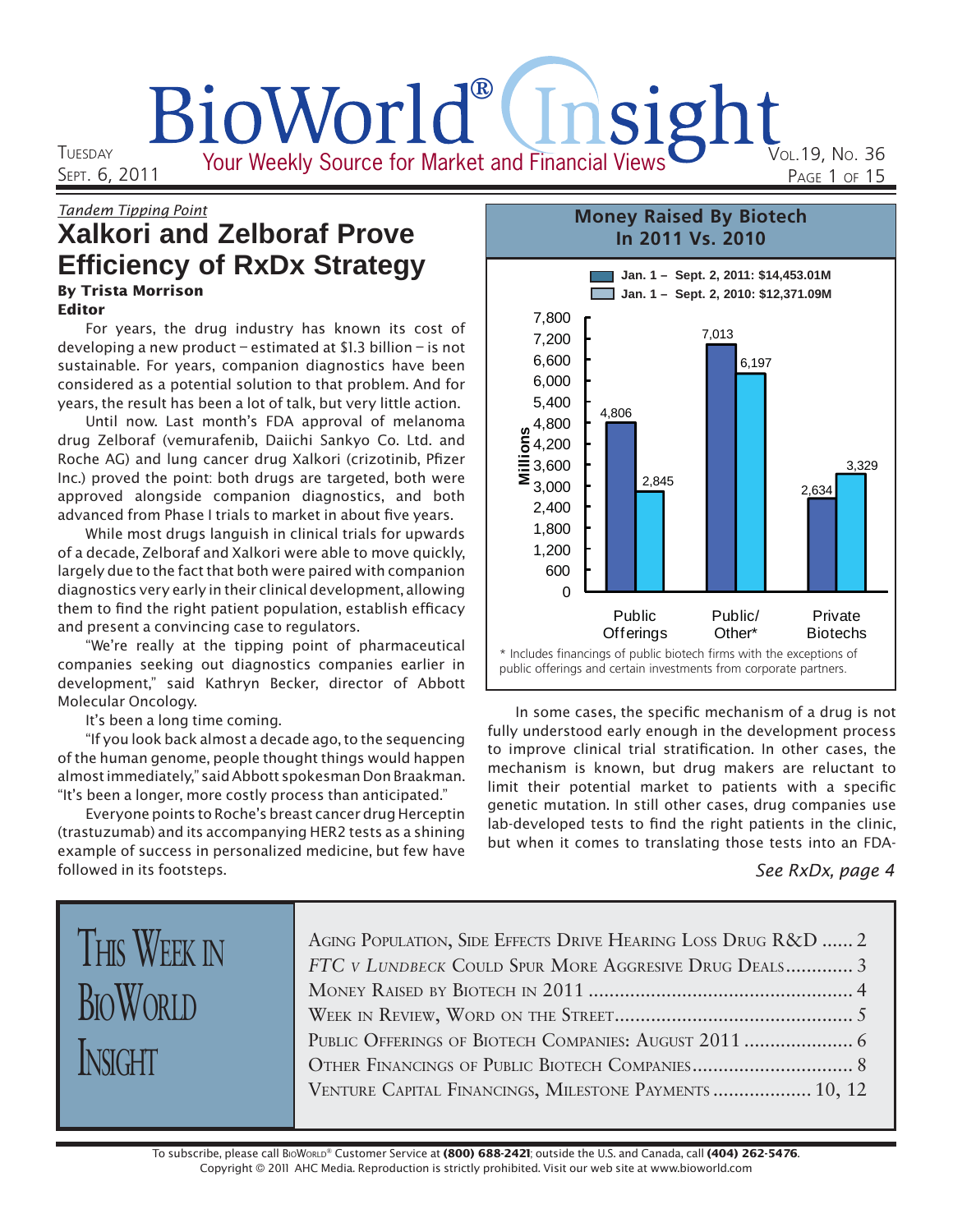# BioWorld® Insight

Your Weekly Source for Market and Financial Views

Tuesday Sept. 6, 2011 — Vol. 19, No. 36

*Tandem Tipping Point*

## Xalkori and Zelboraf Prove Efficiency of RxDx Strategy

**By Trista Morrison**
**Editor**

For years, the drug industry has known its cost of developing a new product – estimated at $1.3 billion – is not sustainable. For years, companion diagnostics have been considered as a potential solution to that problem. And for years, the result has been a lot of talk, but very little action.

Until now. Last month's FDA approval of melanoma drug Zelboraf (vemurafenib, Daiichi Sankyo Co. Ltd. and Roche AG) and lung cancer drug Xalkori (crizotinib, Pfizer Inc.) proved the point: both drugs are targeted, both were approved alongside companion diagnostics, and both advanced from Phase I trials to market in about five years.

While most drugs languish in clinical trials for upwards of a decade, Zelboraf and Xalkori were able to move quickly, largely due to the fact that both were paired with companion diagnostics very early in their clinical development, allowing them to find the right patient population, establish efficacy and present a convincing case to regulators.

"We're really at the tipping point of pharmaceutical companies seeking out diagnostics companies earlier in development," said Kathryn Becker, director of Abbott Molecular Oncology.

It's been a long time coming.

"If you look back almost a decade ago, to the sequencing of the human genome, people thought things would happen almost immediately," said Abbott spokesman Don Braakman. "It's been a longer, more costly process than anticipated."

Everyone points to Roche's breast cancer drug Herceptin (trastuzumab) and its accompanying HER2 tests as a shining example of success in personalized medicine, but few have followed in its footsteps.

In some cases, the specific mechanism of a drug is not fully understood early enough in the development process to improve clinical trial stratification. In other cases, the mechanism is known, but drug makers are reluctant to limit their potential market to patients with a specific genetic mutation. In still other cases, drug companies use lab-developed tests to find the right patients in the clinic, but when it comes to translating those tests into an FDA-

*See RxDx, page 4*

### Money Raised By Biotech In 2011 Vs. 2010

| (Millions) | Jan. 1 – Sept. 2, 2011: $14,453.01M | Jan. 1 – Sept. 2, 2010: $12,371.09M |
|---|---|---|
| Public Offerings | 4,806 | 2,845 |
| Public/Other* | 7,013 | 6,197 |
| Private Biotechs | 2,634 | 3,329 |

\* Includes financings of public biotech firms with the exceptions of public offerings and certain investments from corporate partners.

### This Week in BioWorld Insight

- Aging Population, Side Effects Drive Hearing Loss Drug R&D ...... 2
- *FTC v Lundbeck* Could Spur More Aggresive Drug Deals ...... 3
- Money Raised by Biotech in 2011 ...... 4
- Week in Review, Word on the Street ...... 5
- Public Offerings of Biotech Companies: August 2011 ...... 6
- Other Financings of Public Biotech Companies ...... 8
- Venture Capital Financings, Milestone Payments ...... 10, 12

To subscribe, please call BioWorld® Customer Service at **(800) 688-2421**; outside the U.S. and Canada, call **(404) 262-5476**.
Copyright © 2011 AHC Media. Reproduction is strictly prohibited. Visit our web site at www.bioworld.com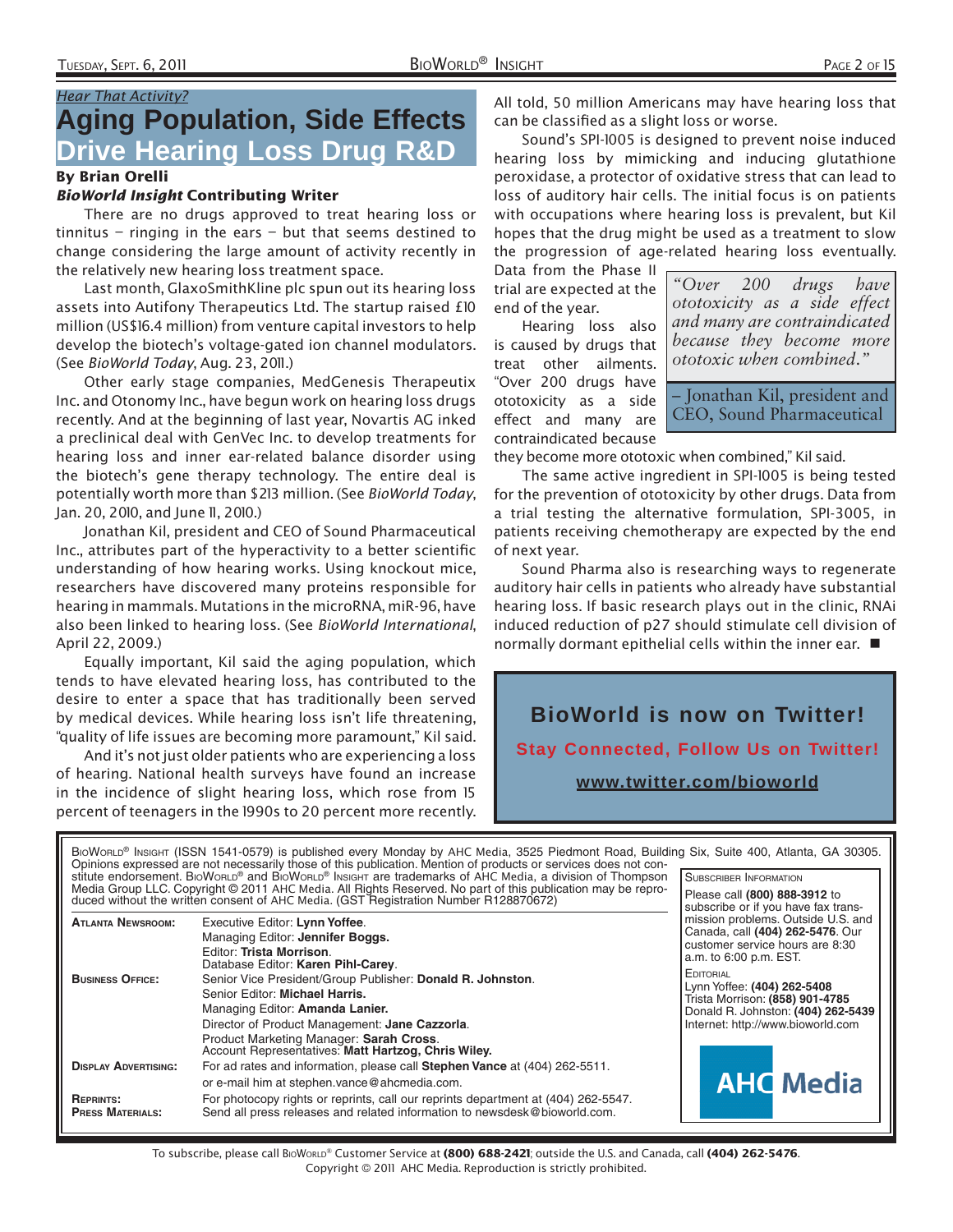*Hear That Activity?*

# Aging Population, Side Effects Drive Hearing Loss Drug R&D

**By Brian Orelli**
***BioWorld Insight* Contributing Writer**

There are no drugs approved to treat hearing loss or tinnitus – ringing in the ears – but that seems destined to change considering the large amount of activity recently in the relatively new hearing loss treatment space.

Last month, GlaxoSmithKline plc spun out its hearing loss assets into Autifony Therapeutics Ltd. The startup raised £10 million (US$16.4 million) from venture capital investors to help develop the biotech's voltage-gated ion channel modulators. (See *BioWorld Today*, Aug. 23, 2011.)

Other early stage companies, MedGenesis Therapeutix Inc. and Otonomy Inc., have begun work on hearing loss drugs recently. And at the beginning of last year, Novartis AG inked a preclinical deal with GenVec Inc. to develop treatments for hearing loss and inner ear-related balance disorder using the biotech's gene therapy technology. The entire deal is potentially worth more than $213 million. (See *BioWorld Today*, Jan. 20, 2010, and June 11, 2010.)

Jonathan Kil, president and CEO of Sound Pharmaceutical Inc., attributes part of the hyperactivity to a better scientific understanding of how hearing works. Using knockout mice, researchers have discovered many proteins responsible for hearing in mammals. Mutations in the microRNA, miR-96, have also been linked to hearing loss. (See *BioWorld International*, April 22, 2009.)

Equally important, Kil said the aging population, which tends to have elevated hearing loss, has contributed to the desire to enter a space that has traditionally been served by medical devices. While hearing loss isn't life threatening, "quality of life issues are becoming more paramount," Kil said.

And it's not just older patients who are experiencing a loss of hearing. National health surveys have found an increase in the incidence of slight hearing loss, which rose from 15 percent of teenagers in the 1990s to 20 percent more recently. All told, 50 million Americans may have hearing loss that can be classified as a slight loss or worse.

Sound's SPI-1005 is designed to prevent noise induced hearing loss by mimicking and inducing glutathione peroxidase, a protector of oxidative stress that can lead to loss of auditory hair cells. The initial focus is on patients with occupations where hearing loss is prevalent, but Kil hopes that the drug might be used as a treatment to slow the progression of age-related hearing loss eventually. Data from the Phase II trial are expected at the end of the year.

> *"Over 200 drugs have ototoxicity as a side effect and many are contraindicated because they become more ototoxic when combined."*
>
> – Jonathan Kil, president and CEO, Sound Pharmaceutical

Hearing loss also is caused by drugs that treat other ailments. "Over 200 drugs have ototoxicity as a side effect and many are contraindicated because they become more ototoxic when combined," Kil said.

The same active ingredient in SPI-1005 is being tested for the prevention of ototoxicity by other drugs. Data from a trial testing the alternative formulation, SPI-3005, in patients receiving chemotherapy are expected by the end of next year.

Sound Pharma also is researching ways to regenerate auditory hair cells in patients who already have substantial hearing loss. If basic research plays out in the clinic, RNAi induced reduction of p27 should stimulate cell division of normally dormant epithelial cells within the inner ear. ■

**BioWorld is now on Twitter!**

**Stay Connected, Follow Us on Twitter!**

**www.twitter.com/bioworld**

---

BioWorld® Insight (ISSN 1541-0579) is published every Monday by AHC Media, 3525 Piedmont Road, Building Six, Suite 400, Atlanta, GA 30305. Opinions expressed are not necessarily those of this publication. Mention of products or services does not constitute endorsement. BioWorld® and BioWorld® Insight are trademarks of AHC Media, a division of Thompson Media Group LLC. Copyright © 2011 AHC Media. All Rights Reserved. No part of this publication may be reproduced without the written consent of AHC Media. (GST Registration Number R128870672)

**Atlanta Newsroom:** Executive Editor: **Lynn Yoffee**. Managing Editor: **Jennifer Boggs.** Editor: **Trista Morrison**. Database Editor: **Karen Pihl-Carey**.

**Business Office:** Senior Vice President/Group Publisher: **Donald R. Johnston**. Senior Editor: **Michael Harris.** Managing Editor: **Amanda Lanier.** Director of Product Management: **Jane Cazzorla**. Product Marketing Manager: **Sarah Cross**. Account Representatives: **Matt Hartzog, Chris Wiley.**

**Display Advertising:** For ad rates and information, please call **Stephen Vance** at (404) 262-5511. or e-mail him at stephen.vance@ahcmedia.com.

**Reprints:** For photocopy rights or reprints, call our reprints department at (404) 262-5547.

**Press Materials:** Send all press releases and related information to newsdesk@bioworld.com.

**Subscriber Information**

Please call **(800) 888-3912** to subscribe or if you have fax transmission problems. Outside U.S. and Canada, call **(404) 262-5476**. Our customer service hours are 8:30 a.m. to 6:00 p.m. EST.

**Editorial**

Lynn Yoffee: **(404) 262-5408**
Trista Morrison: **(858) 901-4785**
Donald R. Johnston: **(404) 262-5439**
Internet: http://www.bioworld.com

AHC Media

To subscribe, please call BioWorld® Customer Service at **(800) 688-2421**; outside the U.S. and Canada, call **(404) 262-5476**.
Copyright © 2011 AHC Media. Reproduction is strictly prohibited.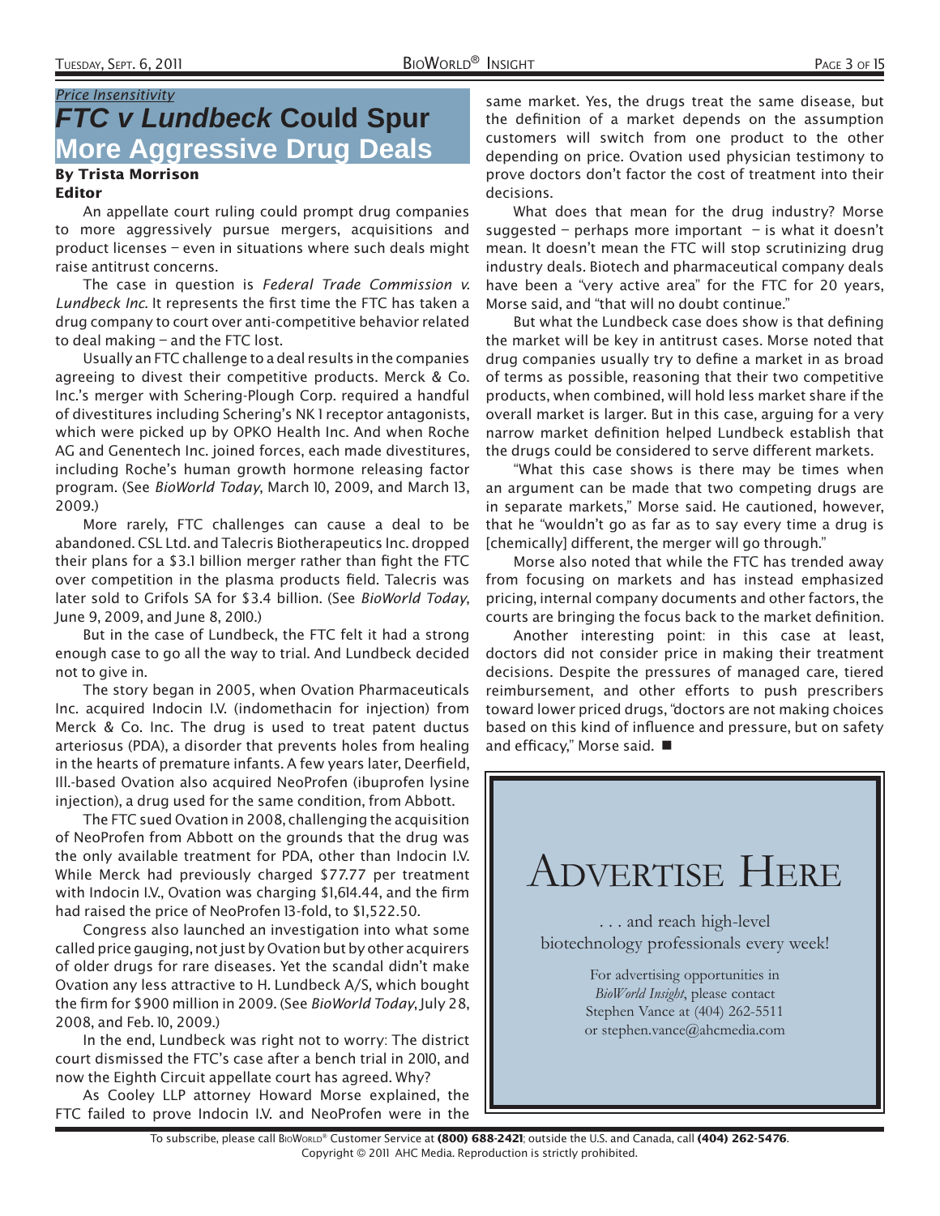*Price Insensitivity*

# *FTC v Lundbeck* Could Spur More Aggressive Drug Deals

**By Trista Morrison**
**Editor**

An appellate court ruling could prompt drug companies to more aggressively pursue mergers, acquisitions and product licenses – even in situations where such deals might raise antitrust concerns.

The case in question is *Federal Trade Commission v. Lundbeck Inc.* It represents the first time the FTC has taken a drug company to court over anti-competitive behavior related to deal making – and the FTC lost.

Usually an FTC challenge to a deal results in the companies agreeing to divest their competitive products. Merck & Co. Inc.'s merger with Schering-Plough Corp. required a handful of divestitures including Schering's NK1 receptor antagonists, which were picked up by OPKO Health Inc. And when Roche AG and Genentech Inc. joined forces, each made divestitures, including Roche's human growth hormone releasing factor program. (See *BioWorld Today*, March 10, 2009, and March 13, 2009.)

More rarely, FTC challenges can cause a deal to be abandoned. CSL Ltd. and Talecris Biotherapeutics Inc. dropped their plans for a $3.1 billion merger rather than fight the FTC over competition in the plasma products field. Talecris was later sold to Grifols SA for $3.4 billion. (See *BioWorld Today*, June 9, 2009, and June 8, 2010.)

But in the case of Lundbeck, the FTC felt it had a strong enough case to go all the way to trial. And Lundbeck decided not to give in.

The story began in 2005, when Ovation Pharmaceuticals Inc. acquired Indocin I.V. (indomethacin for injection) from Merck & Co. Inc. The drug is used to treat patent ductus arteriosus (PDA), a disorder that prevents holes from healing in the hearts of premature infants. A few years later, Deerfield, Ill.-based Ovation also acquired NeoProfen (ibuprofen lysine injection), a drug used for the same condition, from Abbott.

The FTC sued Ovation in 2008, challenging the acquisition of NeoProfen from Abbott on the grounds that the drug was the only available treatment for PDA, other than Indocin I.V. While Merck had previously charged $77.77 per treatment with Indocin I.V., Ovation was charging $1,614.44, and the firm had raised the price of NeoProfen 13-fold, to $1,522.50.

Congress also launched an investigation into what some called price gauging, not just by Ovation but by other acquirers of older drugs for rare diseases. Yet the scandal didn't make Ovation any less attractive to H. Lundbeck A/S, which bought the firm for $900 million in 2009. (See *BioWorld Today*, July 28, 2008, and Feb. 10, 2009.)

In the end, Lundbeck was right not to worry: The district court dismissed the FTC's case after a bench trial in 2010, and now the Eighth Circuit appellate court has agreed. Why?

As Cooley LLP attorney Howard Morse explained, the FTC failed to prove Indocin I.V. and NeoProfen were in the same market. Yes, the drugs treat the same disease, but the definition of a market depends on the assumption customers will switch from one product to the other depending on price. Ovation used physician testimony to prove doctors don't factor the cost of treatment into their decisions.

What does that mean for the drug industry? Morse suggested – perhaps more important – is what it doesn't mean. It doesn't mean the FTC will stop scrutinizing drug industry deals. Biotech and pharmaceutical company deals have been a "very active area" for the FTC for 20 years, Morse said, and "that will no doubt continue."

But what the Lundbeck case does show is that defining the market will be key in antitrust cases. Morse noted that drug companies usually try to define a market in as broad of terms as possible, reasoning that their two competitive products, when combined, will hold less market share if the overall market is larger. But in this case, arguing for a very narrow market definition helped Lundbeck establish that the drugs could be considered to serve different markets.

"What this case shows is there may be times when an argument can be made that two competing drugs are in separate markets," Morse said. He cautioned, however, that he "wouldn't go as far as to say every time a drug is [chemically] different, the merger will go through."

Morse also noted that while the FTC has trended away from focusing on markets and has instead emphasized pricing, internal company documents and other factors, the courts are bringing the focus back to the market definition.

Another interesting point: in this case at least, doctors did not consider price in making their treatment decisions. Despite the pressures of managed care, tiered reimbursement, and other efforts to push prescribers toward lower priced drugs, "doctors are not making choices based on this kind of influence and pressure, but on safety and efficacy," Morse said. ■

## Advertise Here

. . . and reach high-level biotechnology professionals every week!

For advertising opportunities in *BioWorld Insight*, please contact Stephen Vance at (404) 262-5511 or stephen.vance@ahcmedia.com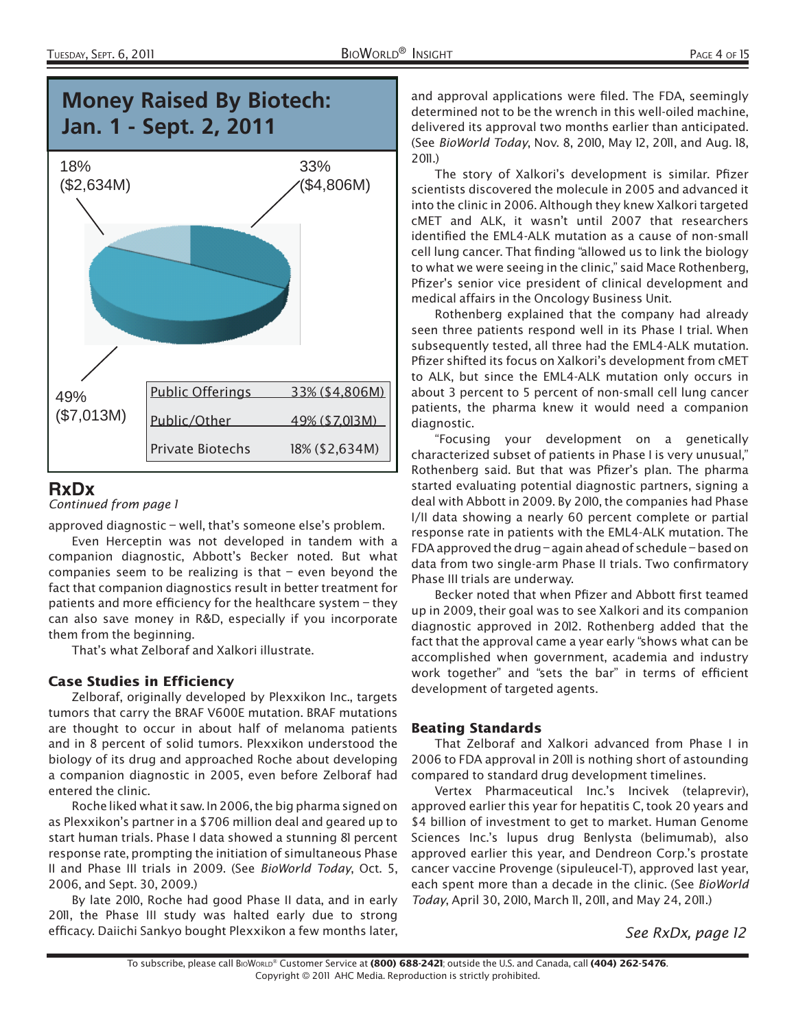## Money Raised By Biotech: Jan. 1 - Sept. 2, 2011

| Category | Share |
|---|---|
| Public Offerings | 33% ($4,806M) |
| Public/Other | 49% ($7,013M) |
| Private Biotechs | 18% ($2,634M) |

## RxDx

*Continued from page 1*

approved diagnostic – well, that's someone else's problem.

Even Herceptin was not developed in tandem with a companion diagnostic, Abbott's Becker noted. But what companies seem to be realizing is that – even beyond the fact that companion diagnostics result in better treatment for patients and more efficiency for the healthcare system – they can also save money in R&D, especially if you incorporate them from the beginning.

That's what Zelboraf and Xalkori illustrate.

### Case Studies in Efficiency

Zelboraf, originally developed by Plexxikon Inc., targets tumors that carry the BRAF V600E mutation. BRAF mutations are thought to occur in about half of melanoma patients and in 8 percent of solid tumors. Plexxikon understood the biology of its drug and approached Roche about developing a companion diagnostic in 2005, even before Zelboraf had entered the clinic.

Roche liked what it saw. In 2006, the big pharma signed on as Plexxikon's partner in a $706 million deal and geared up to start human trials. Phase I data showed a stunning 81 percent response rate, prompting the initiation of simultaneous Phase II and Phase III trials in 2009. (See *BioWorld Today*, Oct. 5, 2006, and Sept. 30, 2009.)

By late 2010, Roche had good Phase II data, and in early 2011, the Phase III study was halted early due to strong efficacy. Daiichi Sankyo bought Plexxikon a few months later, and approval applications were filed. The FDA, seemingly determined not to be the wrench in this well-oiled machine, delivered its approval two months earlier than anticipated. (See *BioWorld Today*, Nov. 8, 2010, May 12, 2011, and Aug. 18, 2011.)

The story of Xalkori's development is similar. Pfizer scientists discovered the molecule in 2005 and advanced it into the clinic in 2006. Although they knew Xalkori targeted cMET and ALK, it wasn't until 2007 that researchers identified the EML4-ALK mutation as a cause of non-small cell lung cancer. That finding "allowed us to link the biology to what we were seeing in the clinic," said Mace Rothenberg, Pfizer's senior vice president of clinical development and medical affairs in the Oncology Business Unit.

Rothenberg explained that the company had already seen three patients respond well in its Phase I trial. When subsequently tested, all three had the EML4-ALK mutation. Pfizer shifted its focus on Xalkori's development from cMET to ALK, but since the EML4-ALK mutation only occurs in about 3 percent to 5 percent of non-small cell lung cancer patients, the pharma knew it would need a companion diagnostic.

"Focusing your development on a genetically characterized subset of patients in Phase I is very unusual," Rothenberg said. But that was Pfizer's plan. The pharma started evaluating potential diagnostic partners, signing a deal with Abbott in 2009. By 2010, the companies had Phase I/II data showing a nearly 60 percent complete or partial response rate in patients with the EML4-ALK mutation. The FDA approved the drug – again ahead of schedule – based on data from two single-arm Phase II trials. Two confirmatory Phase III trials are underway.

Becker noted that when Pfizer and Abbott first teamed up in 2009, their goal was to see Xalkori and its companion diagnostic approved in 2012. Rothenberg added that the fact that the approval came a year early "shows what can be accomplished when government, academia and industry work together" and "sets the bar" in terms of efficient development of targeted agents.

### Beating Standards

That Zelboraf and Xalkori advanced from Phase I in 2006 to FDA approval in 2011 is nothing short of astounding compared to standard drug development timelines.

Vertex Pharmaceutical Inc.'s Incivek (telaprevir), approved earlier this year for hepatitis C, took 20 years and $4 billion of investment to get to market. Human Genome Sciences Inc.'s lupus drug Benlysta (belimumab), also approved earlier this year, and Dendreon Corp.'s prostate cancer vaccine Provenge (sipuleucel-T), approved last year, each spent more than a decade in the clinic. (See *BioWorld Today*, April 30, 2010, March 11, 2011, and May 24, 2011.)

*See RxDx, page 12*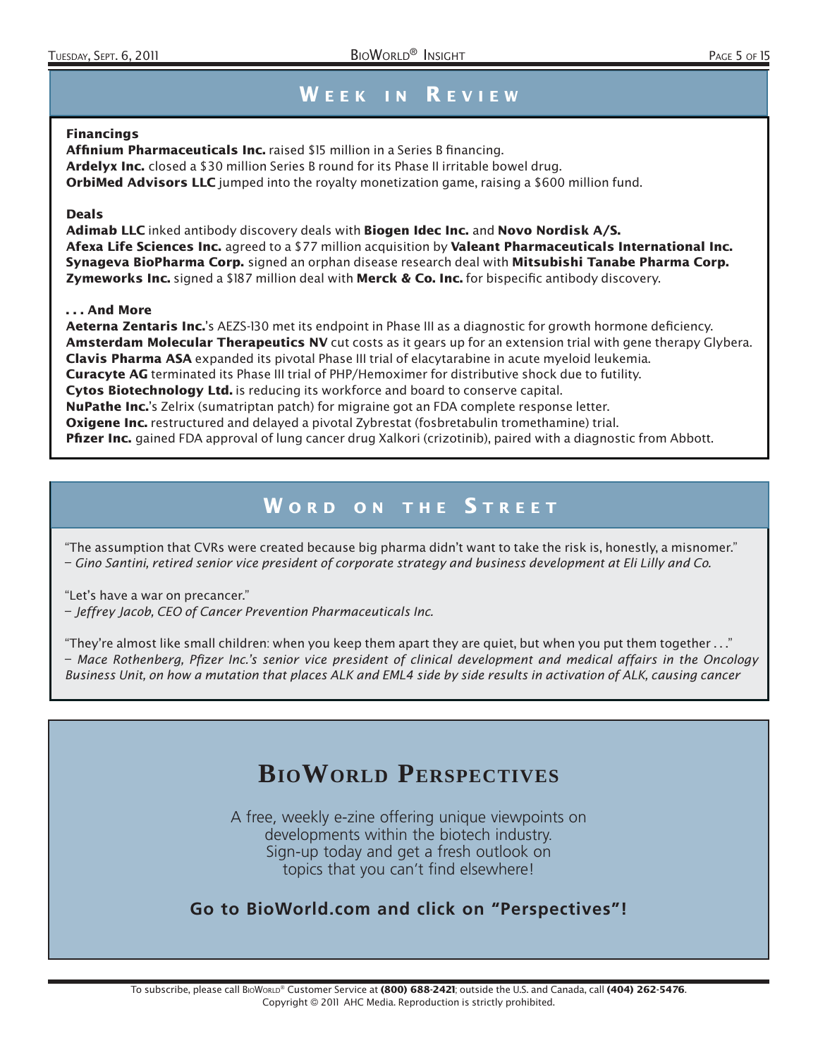## Week in Review

### Financings

**Affinium Pharmaceuticals Inc.** raised $15 million in a Series B financing.
**Ardelyx Inc.** closed a $30 million Series B round for its Phase II irritable bowel drug.
**OrbiMed Advisors LLC** jumped into the royalty monetization game, raising a $600 million fund.

### Deals

**Adimab LLC** inked antibody discovery deals with **Biogen Idec Inc.** and **Novo Nordisk A/S.**
**Afexa Life Sciences Inc.** agreed to a $77 million acquisition by **Valeant Pharmaceuticals International Inc.**
**Synageva BioPharma Corp.** signed an orphan disease research deal with **Mitsubishi Tanabe Pharma Corp.**
**Zymeworks Inc.** signed a $187 million deal with **Merck & Co. Inc.** for bispecific antibody discovery.

### . . . And More

**Aeterna Zentaris Inc.**'s AEZS-130 met its endpoint in Phase III as a diagnostic for growth hormone deficiency.
**Amsterdam Molecular Therapeutics NV** cut costs as it gears up for an extension trial with gene therapy Glybera.
**Clavis Pharma ASA** expanded its pivotal Phase III trial of elacytarabine in acute myeloid leukemia.
**Curacyte AG** terminated its Phase III trial of PHP/Hemoximer for distributive shock due to futility.
**Cytos Biotechnology Ltd.** is reducing its workforce and board to conserve capital.
**NuPathe Inc.**'s Zelrix (sumatriptan patch) for migraine got an FDA complete response letter.
**Oxigene Inc.** restructured and delayed a pivotal Zybrestat (fosbretabulin tromethamine) trial.
**Pfizer Inc.** gained FDA approval of lung cancer drug Xalkori (crizotinib), paired with a diagnostic from Abbott.

## Word on the Street

"The assumption that CVRs were created because big pharma didn't want to take the risk is, honestly, a misnomer."
– *Gino Santini, retired senior vice president of corporate strategy and business development at Eli Lilly and Co.*

"Let's have a war on precancer."
– *Jeffrey Jacob, CEO of Cancer Prevention Pharmaceuticals Inc.*

"They're almost like small children: when you keep them apart they are quiet, but when you put them together . . ."
– *Mace Rothenberg, Pfizer Inc.'s senior vice president of clinical development and medical affairs in the Oncology Business Unit, on how a mutation that places ALK and EML4 side by side results in activation of ALK, causing cancer*

## BioWorld Perspectives

A free, weekly e-zine offering unique viewpoints on developments within the biotech industry. Sign-up today and get a fresh outlook on topics that you can't find elsewhere!

**Go to BioWorld.com and click on "Perspectives"!**

To subscribe, please call BioWorld® Customer Service at **(800) 688-2421**; outside the U.S. and Canada, call **(404) 262-5476**.
Copyright © 2011 AHC Media. Reproduction is strictly prohibited.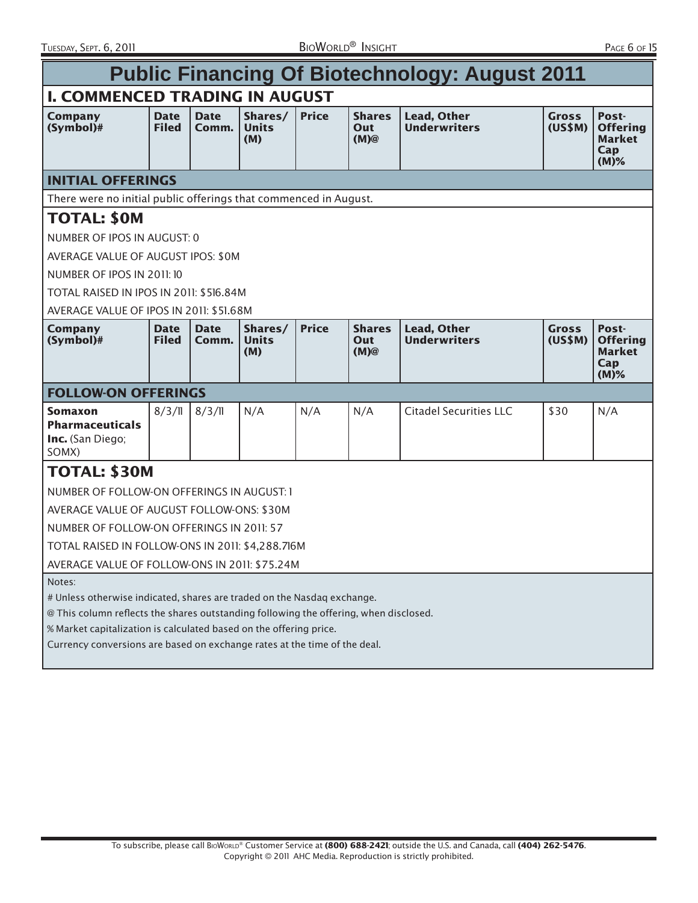# Public Financing Of Biotechnology: August 2011

## I. COMMENCED TRADING IN AUGUST

| Company (Symbol)# | Date Filed | Date Comm. | Shares/ Units (M) | Price | Shares Out (M)@ | Lead, Other Underwriters | Gross (US$M) | Post-Offering Market Cap (M)% |
|---|---|---|---|---|---|---|---|---|
| **INITIAL OFFERINGS** | | | | | | | | |
| There were no initial public offerings that commenced in August. | | | | | | | | |

### TOTAL: $0M

NUMBER OF IPOS IN AUGUST: 0

AVERAGE VALUE OF AUGUST IPOS: $0M

NUMBER OF IPOS IN 2011: 10

TOTAL RAISED IN IPOS IN 2011: $516.84M

AVERAGE VALUE OF IPOS IN 2011: $51.68M

| Company (Symbol)# | Date Filed | Date Comm. | Shares/ Units (M) | Price | Shares Out (M)@ | Lead, Other Underwriters | Gross (US$M) | Post-Offering Market Cap (M)% |
|---|---|---|---|---|---|---|---|---|
| **FOLLOW-ON OFFERINGS** | | | | | | | | |
| **Somaxon Pharmaceuticals Inc.** (San Diego; SOMX) | 8/3/11 | 8/3/11 | N/A | N/A | N/A | Citadel Securities LLC | $30 | N/A |

### TOTAL: $30M

NUMBER OF FOLLOW-ON OFFERINGS IN AUGUST: 1

AVERAGE VALUE OF AUGUST FOLLOW-ONS: $30M

NUMBER OF FOLLOW-ON OFFERINGS IN 2011: 57

TOTAL RAISED IN FOLLOW-ONS IN 2011: $4,288.716M

AVERAGE VALUE OF FOLLOW-ONS IN 2011: $75.24M

Notes:

# Unless otherwise indicated, shares are traded on the Nasdaq exchange.

@ This column reflects the shares outstanding following the offering, when disclosed.

% Market capitalization is calculated based on the offering price.

Currency conversions are based on exchange rates at the time of the deal.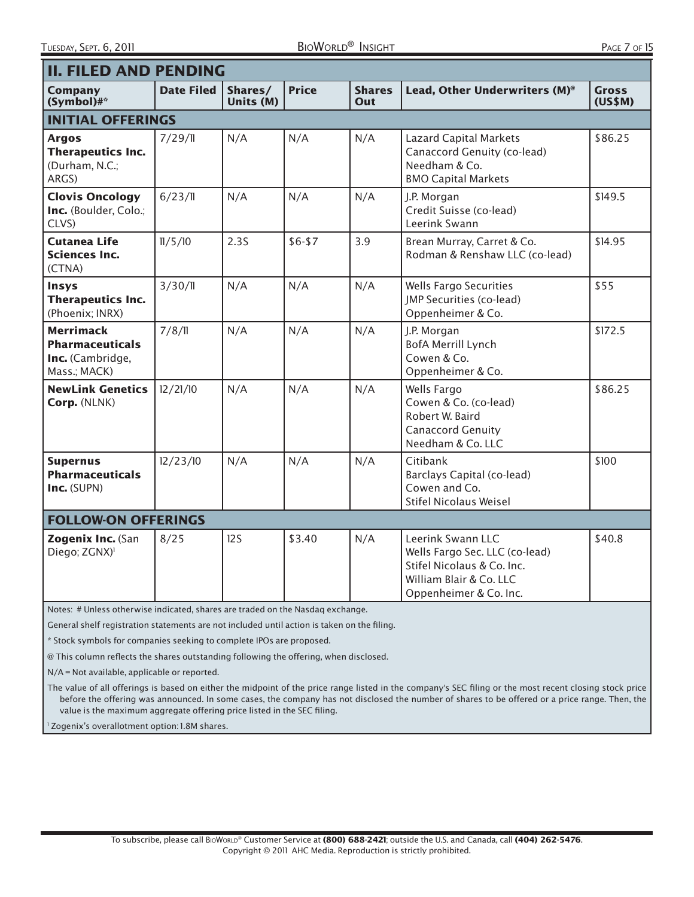## II. FILED AND PENDING

| Company (Symbol)#* | Date Filed | Shares/ Units (M) | Price | Shares Out | Lead, Other Underwriters (M)@ | Gross (US$M) |
|---|---|---|---|---|---|---|
| **INITIAL OFFERINGS** | | | | | | |
| **Argos Therapeutics Inc.** (Durham, N.C.; ARGS) | 7/29/11 | N/A | N/A | N/A | Lazard Capital Markets<br>Canaccord Genuity (co-lead)<br>Needham & Co.<br>BMO Capital Markets | $86.25 |
| **Clovis Oncology Inc.** (Boulder, Colo.; CLVS) | 6/23/11 | N/A | N/A | N/A | J.P. Morgan<br>Credit Suisse (co-lead)<br>Leerink Swann | $149.5 |
| **Cutanea Life Sciences Inc.** (CTNA) | 11/5/10 | 2.3S | $6-$7 | 3.9 | Brean Murray, Carret & Co.<br>Rodman & Renshaw LLC (co-lead) | $14.95 |
| **Insys Therapeutics Inc.** (Phoenix; INRX) | 3/30/11 | N/A | N/A | N/A | Wells Fargo Securities<br>JMP Securities (co-lead)<br>Oppenheimer & Co. | $55 |
| **Merrimack Pharmaceuticals Inc.** (Cambridge, Mass.; MACK) | 7/8/11 | N/A | N/A | N/A | J.P. Morgan<br>BofA Merrill Lynch<br>Cowen & Co.<br>Oppenheimer & Co. | $172.5 |
| **NewLink Genetics Corp.** (NLNK) | 12/21/10 | N/A | N/A | N/A | Wells Fargo<br>Cowen & Co. (co-lead)<br>Robert W. Baird<br>Canaccord Genuity<br>Needham & Co. LLC | $86.25 |
| **Supernus Pharmaceuticals Inc.** (SUPN) | 12/23/10 | N/A | N/A | N/A | Citibank<br>Barclays Capital (co-lead)<br>Cowen and Co.<br>Stifel Nicolaus Weisel | $100 |
| **FOLLOW-ON OFFERINGS** | | | | | | |
| **Zogenix Inc.** (San Diego; ZGNX)[1] | 8/25 | 12S | $3.40 | N/A | Leerink Swann LLC<br>Wells Fargo Sec. LLC (co-lead)<br>Stifel Nicolaus & Co. Inc.<br>William Blair & Co. LLC<br>Oppenheimer & Co. Inc. | $40.8 |

Notes: # Unless otherwise indicated, shares are traded on the Nasdaq exchange.

General shelf registration statements are not included until action is taken on the filing.

* Stock symbols for companies seeking to complete IPOs are proposed.

@ This column reflects the shares outstanding following the offering, when disclosed.

N/A = Not available, applicable or reported.

The value of all offerings is based on either the midpoint of the price range listed in the company's SEC filing or the most recent closing stock price before the offering was announced. In some cases, the company has not disclosed the number of shares to be offered or a price range. Then, the value is the maximum aggregate offering price listed in the SEC filing.

[1] Zogenix's overallotment option: 1.8M shares.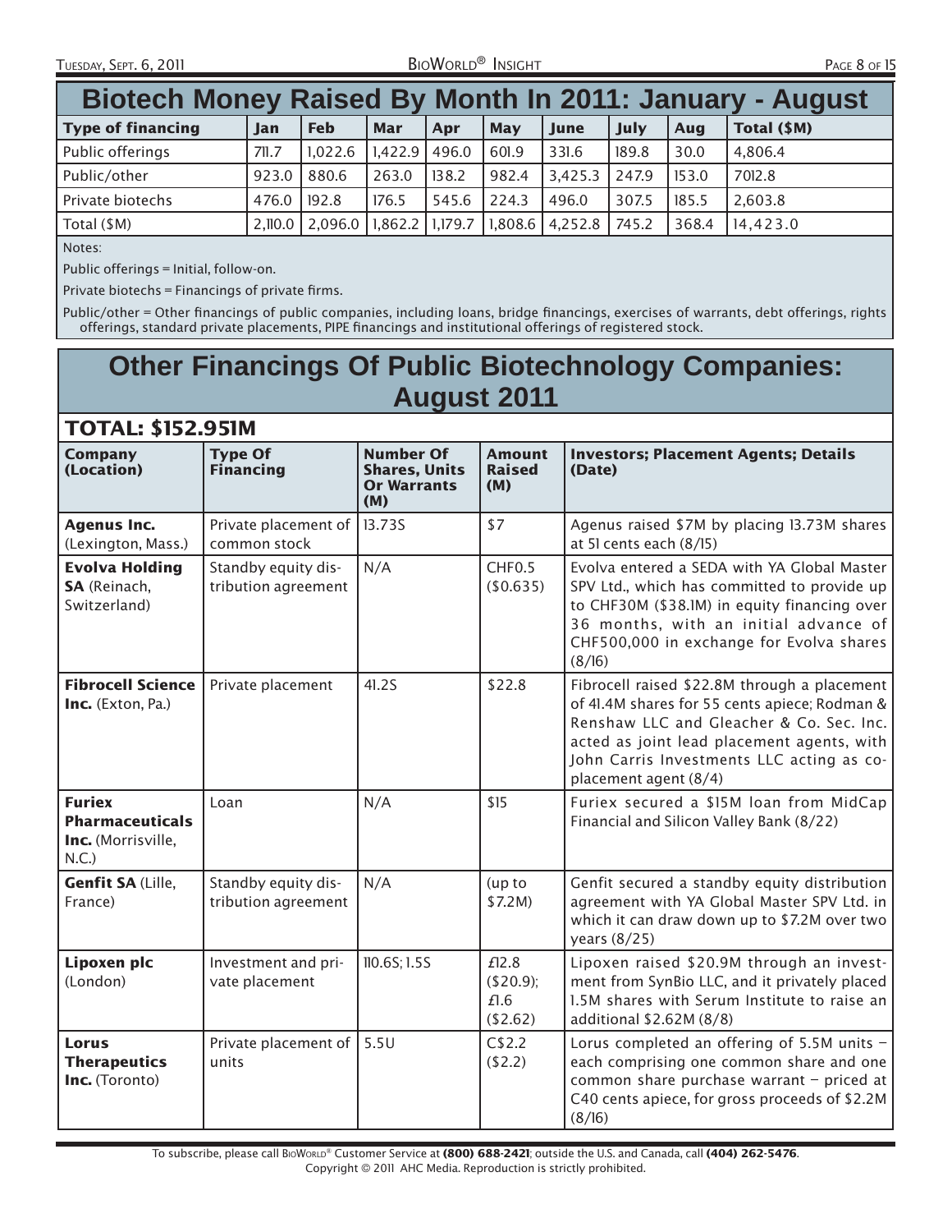## Biotech Money Raised By Month In 2011: January - August

| Type of financing | Jan | Feb | Mar | Apr | May | June | July | Aug | Total ($M) |
|---|---|---|---|---|---|---|---|---|---|
| Public offerings | 711.7 | 1,022.6 | 1,422.9 | 496.0 | 601.9 | 331.6 | 189.8 | 30.0 | 4,806.4 |
| Public/other | 923.0 | 880.6 | 263.0 | 138.2 | 982.4 | 3,425.3 | 247.9 | 153.0 | 7012.8 |
| Private biotechs | 476.0 | 192.8 | 176.5 | 545.6 | 224.3 | 496.0 | 307.5 | 185.5 | 2,603.8 |
| Total ($M) | 2,110.0 | 2,096.0 | 1,862.2 | 1,179.7 | 1,808.6 | 4,252.8 | 745.2 | 368.4 | 14,423.0 |

Notes:

Public offerings = Initial, follow-on.

Private biotechs = Financings of private firms.

Public/other = Other financings of public companies, including loans, bridge financings, exercises of warrants, debt offerings, rights offerings, standard private placements, PIPE financings and institutional offerings of registered stock.

## Other Financings Of Public Biotechnology Companies: August 2011

### TOTAL: $152.951M

| Company (Location) | Type Of Financing | Number Of Shares, Units Or Warrants (M) | Amount Raised (M) | Investors; Placement Agents; Details (Date) |
|---|---|---|---|---|
| **Agenus Inc.** (Lexington, Mass.) | Private placement of common stock | 13.73S | $7 | Agenus raised $7M by placing 13.73M shares at 51 cents each (8/15) |
| **Evolva Holding SA** (Reinach, Switzerland) | Standby equity distribution agreement | N/A | CHF0.5 ($0.635) | Evolva entered a SEDA with YA Global Master SPV Ltd., which has committed to provide up to CHF30M ($38.1M) in equity financing over 36 months, with an initial advance of CHF500,000 in exchange for Evolva shares (8/16) |
| **Fibrocell Science Inc.** (Exton, Pa.) | Private placement | 41.2S | $22.8 | Fibrocell raised $22.8M through a placement of 41.4M shares for 55 cents apiece; Rodman & Renshaw LLC and Gleacher & Co. Sec. Inc. acted as joint lead placement agents, with John Carris Investments LLC acting as co-placement agent (8/4) |
| **Furiex Pharmaceuticals Inc.** (Morrisville, N.C.) | Loan | N/A | $15 | Furiex secured a $15M loan from MidCap Financial and Silicon Valley Bank (8/22) |
| **Genfit SA** (Lille, France) | Standby equity distribution agreement | N/A | (up to $7.2M) | Genfit secured a standby equity distribution agreement with YA Global Master SPV Ltd. in which it can draw down up to $7.2M over two years (8/25) |
| **Lipoxen plc** (London) | Investment and private placement | 110.6S; 1.5S | £12.8 ($20.9); £1.6 ($2.62) | Lipoxen raised $20.9M through an investment from SynBio LLC, and it privately placed 1.5M shares with Serum Institute to raise an additional $2.62M (8/8) |
| **Lorus Therapeutics Inc.** (Toronto) | Private placement of units | 5.5U | C$2.2 ($2.2) | Lorus completed an offering of 5.5M units – each comprising one common share and one common share purchase warrant – priced at C40 cents apiece, for gross proceeds of $2.2M (8/16) |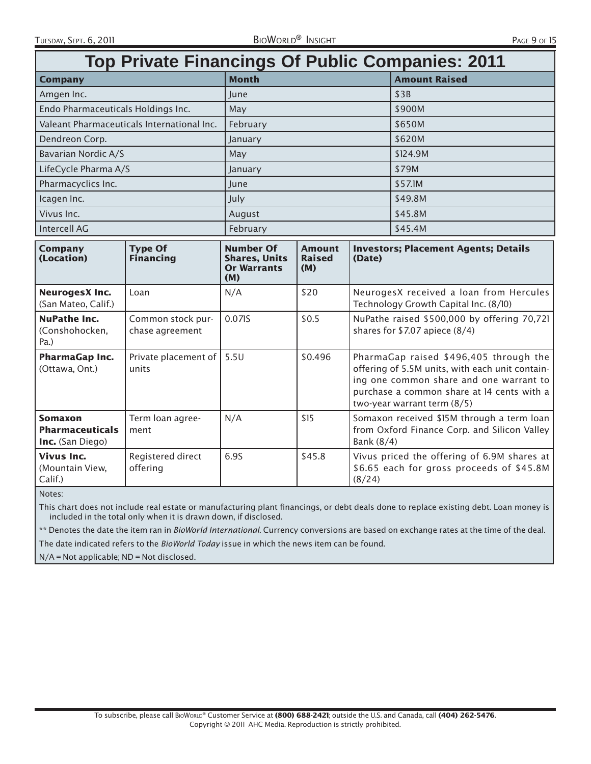## Top Private Financings Of Public Companies: 2011

| Company | Month | Amount Raised |
|---|---|---|
| Amgen Inc. | June | $3B |
| Endo Pharmaceuticals Holdings Inc. | May | $900M |
| Valeant Pharmaceuticals International Inc. | February | $650M |
| Dendreon Corp. | January | $620M |
| Bavarian Nordic A/S | May | $124.9M |
| LifeCycle Pharma A/S | January | $79M |
| Pharmacyclics Inc. | June | $57.1M |
| Icagen Inc. | July | $49.8M |
| Vivus Inc. | August | $45.8M |
| Intercell AG | February | $45.4M |

| Company (Location) | Type Of Financing | Number Of Shares, Units Or Warrants (M) | Amount Raised (M) | Investors; Placement Agents; Details (Date) |
|---|---|---|---|---|
| **NeurogesX Inc.** (San Mateo, Calif.) | Loan | N/A | $20 | NeurogesX received a loan from Hercules Technology Growth Capital Inc. (8/10) |
| **NuPathe Inc.** (Conshohocken, Pa.) | Common stock purchase agreement | 0.071S | $0.5 | NuPathe raised $500,000 by offering 70,721 shares for $7.07 apiece (8/4) |
| **PharmaGap Inc.** (Ottawa, Ont.) | Private placement of units | 5.5U | $0.496 | PharmaGap raised $496,405 through the offering of 5.5M units, with each unit containing one common share and one warrant to purchase a common share at 14 cents with a two-year warrant term (8/5) |
| **Somaxon Pharmaceuticals Inc.** (San Diego) | Term loan agreement | N/A | $15 | Somaxon received $15M through a term loan from Oxford Finance Corp. and Silicon Valley Bank (8/4) |
| **Vivus Inc.** (Mountain View, Calif.) | Registered direct offering | 6.9S | $45.8 | Vivus priced the offering of 6.9M shares at $6.65 each for gross proceeds of $45.8M (8/24) |

Notes:

This chart does not include real estate or manufacturing plant financings, or debt deals done to replace existing debt. Loan money is included in the total only when it is drawn down, if disclosed.

** Denotes the date the item ran in *BioWorld International*. Currency conversions are based on exchange rates at the time of the deal.

The date indicated refers to the *BioWorld Today* issue in which the news item can be found.

N/A = Not applicable; ND = Not disclosed.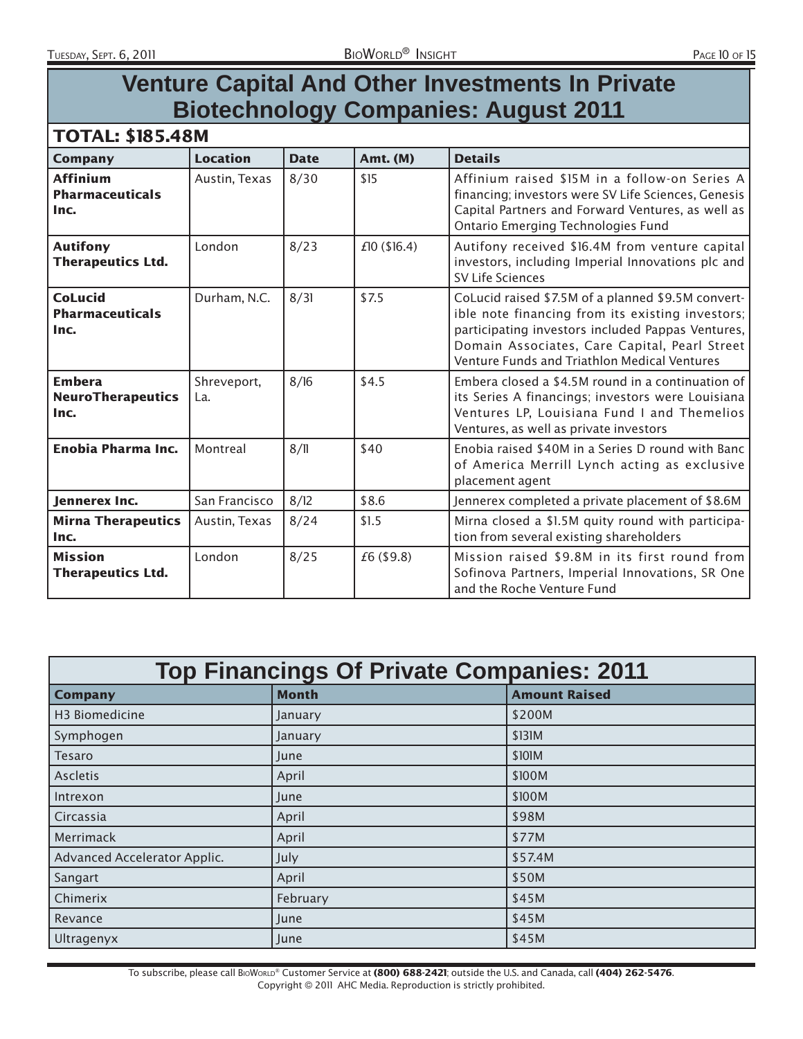# Venture Capital And Other Investments In Private Biotechnology Companies: August 2011

## TOTAL: $185.48M

| Company | Location | Date | Amt. (M) | Details |
|---|---|---|---|---|
| **Affinium Pharmaceuticals Inc.** | Austin, Texas | 8/30 | $15 | Affinium raised $15M in a follow-on Series A financing; investors were SV Life Sciences, Genesis Capital Partners and Forward Ventures, as well as Ontario Emerging Technologies Fund |
| **Autifony Therapeutics Ltd.** | London | 8/23 | £10 ($16.4) | Autifony received $16.4M from venture capital investors, including Imperial Innovations plc and SV Life Sciences |
| **CoLucid Pharmaceuticals Inc.** | Durham, N.C. | 8/31 | $7.5 | CoLucid raised $7.5M of a planned $9.5M convertible note financing from its existing investors; participating investors included Pappas Ventures, Domain Associates, Care Capital, Pearl Street Venture Funds and Triathlon Medical Ventures |
| **Embera NeuroTherapeutics Inc.** | Shreveport, La. | 8/16 | $4.5 | Embera closed a $4.5M round in a continuation of its Series A financings; investors were Louisiana Ventures LP, Louisiana Fund I and Themelios Ventures, as well as private investors |
| **Enobia Pharma Inc.** | Montreal | 8/11 | $40 | Enobia raised $40M in a Series D round with Banc of America Merrill Lynch acting as exclusive placement agent |
| **Jennerex Inc.** | San Francisco | 8/12 | $8.6 | Jennerex completed a private placement of $8.6M |
| **Mirna Therapeutics Inc.** | Austin, Texas | 8/24 | $1.5 | Mirna closed a $1.5M quity round with participation from several existing shareholders |
| **Mission Therapeutics Ltd.** | London | 8/25 | £6 ($9.8) | Mission raised $9.8M in its first round from Sofinova Partners, Imperial Innovations, SR One and the Roche Venture Fund |

# Top Financings Of Private Companies: 2011

| Company | Month | Amount Raised |
|---|---|---|
| H3 Biomedicine | January | $200M |
| Symphogen | January | $131M |
| Tesaro | June | $101M |
| Ascletis | April | $100M |
| Intrexon | June | $100M |
| Circassia | April | $98M |
| Merrimack | April | $77M |
| Advanced Accelerator Applic. | July | $57.4M |
| Sangart | April | $50M |
| Chimerix | February | $45M |
| Revance | June | $45M |
| Ultragenyx | June | $45M |

To subscribe, please call BioWorld® Customer Service at **(800) 688-2421**; outside the U.S. and Canada, call **(404) 262-5476**.
Copyright © 2011 AHC Media. Reproduction is strictly prohibited.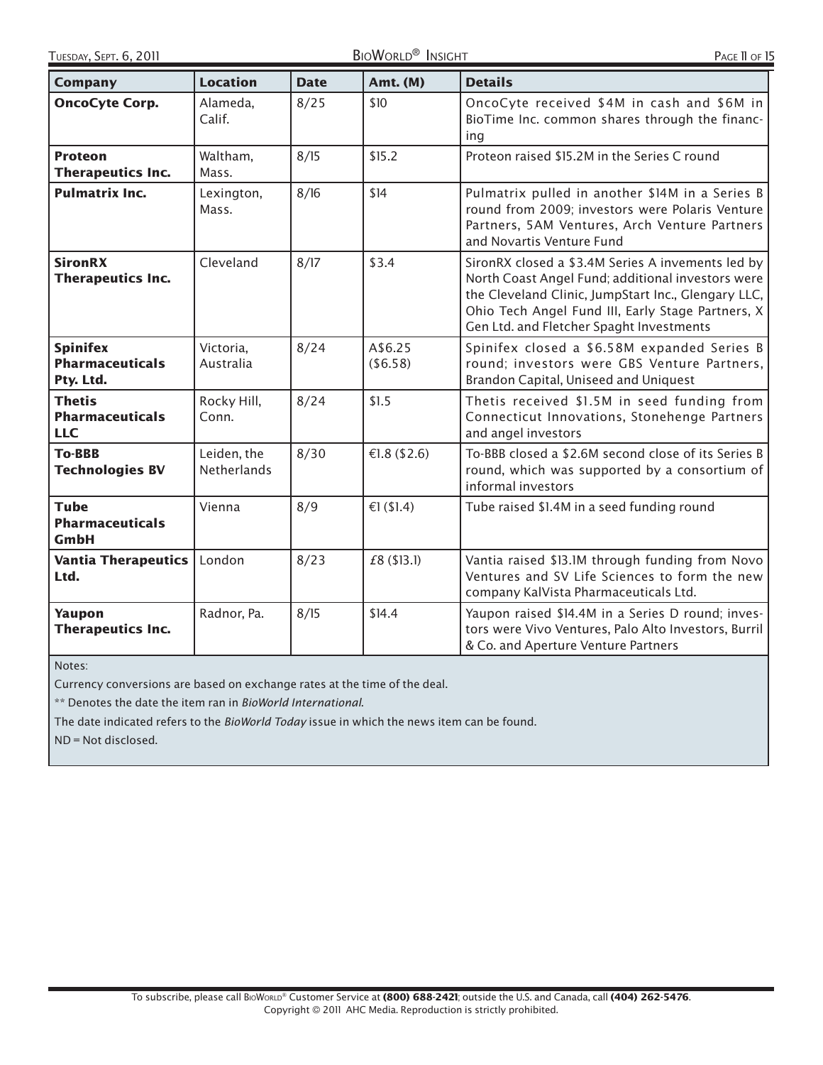| Company | Location | Date | Amt. (M) | Details |
|---|---|---|---|---|
| **OncoCyte Corp.** | Alameda, Calif. | 8/25 | $10 | OncoCyte received $4M in cash and $6M in BioTime Inc. common shares through the financing |
| **Proteon Therapeutics Inc.** | Waltham, Mass. | 8/15 | $15.2 | Proteon raised $15.2M in the Series C round |
| **Pulmatrix Inc.** | Lexington, Mass. | 8/16 | $14 | Pulmatrix pulled in another $14M in a Series B round from 2009; investors were Polaris Venture Partners, 5AM Ventures, Arch Venture Partners and Novartis Venture Fund |
| **SironRX Therapeutics Inc.** | Cleveland | 8/17 | $3.4 | SironRX closed a $3.4M Series A invements led by North Coast Angel Fund; additional investors were the Cleveland Clinic, JumpStart Inc., Glengary LLC, Ohio Tech Angel Fund III, Early Stage Partners, X Gen Ltd. and Fletcher Spaght Investments |
| **Spinifex Pharmaceuticals Pty. Ltd.** | Victoria, Australia | 8/24 | A$6.25 ($6.58) | Spinifex closed a $6.58M expanded Series B round; investors were GBS Venture Partners, Brandon Capital, Uniseed and Uniquest |
| **Thetis Pharmaceuticals LLC** | Rocky Hill, Conn. | 8/24 | $1.5 | Thetis received $1.5M in seed funding from Connecticut Innovations, Stonehenge Partners and angel investors |
| **To-BBB Technologies BV** | Leiden, the Netherlands | 8/30 | €1.8 ($2.6) | To-BBB closed a $2.6M second close of its Series B round, which was supported by a consortium of informal investors |
| **Tube Pharmaceuticals GmbH** | Vienna | 8/9 | €1 ($1.4) | Tube raised $1.4M in a seed funding round |
| **Vantia Therapeutics Ltd.** | London | 8/23 | £8 ($13.1) | Vantia raised $13.1M through funding from Novo Ventures and SV Life Sciences to form the new company KalVista Pharmaceuticals Ltd. |
| **Yaupon Therapeutics Inc.** | Radnor, Pa. | 8/15 | $14.4 | Yaupon raised $14.4M in a Series D round; investors were Vivo Ventures, Palo Alto Investors, Burril & Co. and Aperture Venture Partners |

Notes:

Currency conversions are based on exchange rates at the time of the deal.

** Denotes the date the item ran in *BioWorld International*.

The date indicated refers to the *BioWorld Today* issue in which the news item can be found.

ND = Not disclosed.

To subscribe, please call BioWorld® Customer Service at **(800) 688-2421**; outside the U.S. and Canada, call **(404) 262-5476**.
Copyright © 2011 AHC Media. Reproduction is strictly prohibited.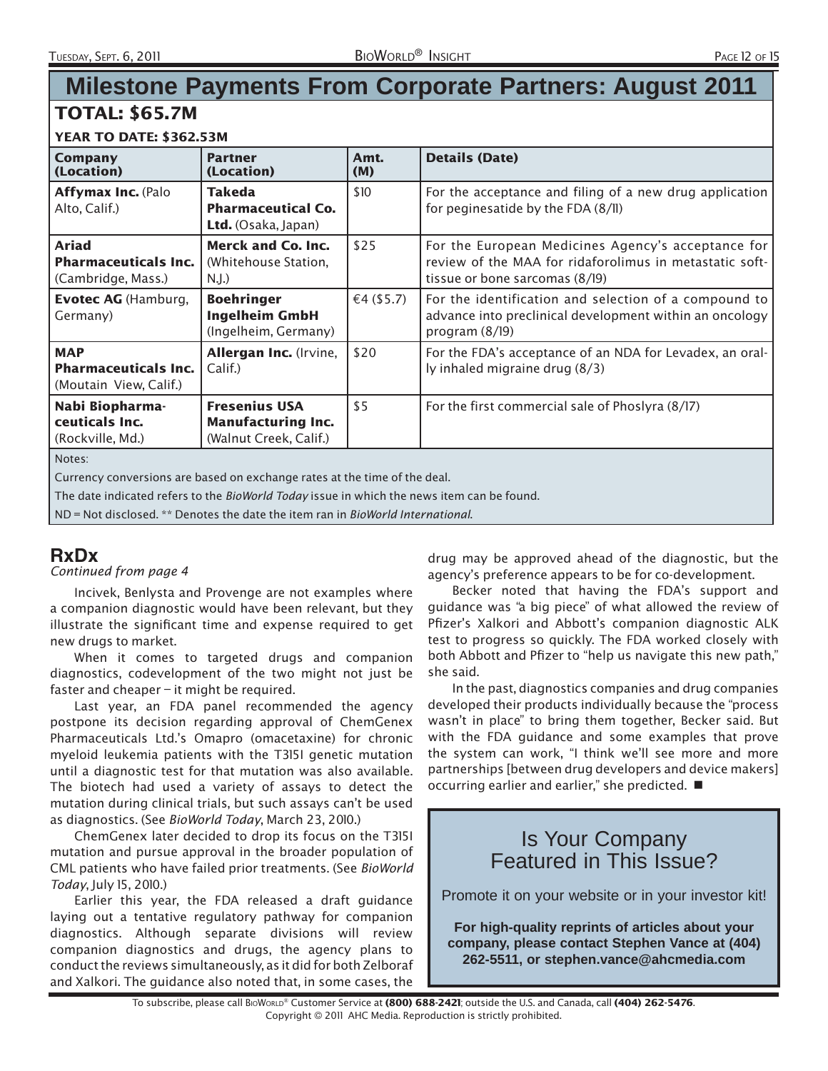# Milestone Payments From Corporate Partners: August 2011

## TOTAL: $65.7M

### YEAR TO DATE: $362.53M

| Company (Location) | Partner (Location) | Amt. (M) | Details (Date) |
|---|---|---|---|
| **Affymax Inc.** (Palo Alto, Calif.) | **Takeda Pharmaceutical Co. Ltd.** (Osaka, Japan) | $10 | For the acceptance and filing of a new drug application for peginesatide by the FDA (8/11) |
| **Ariad Pharmaceuticals Inc.** (Cambridge, Mass.) | **Merck and Co. Inc.** (Whitehouse Station, N.J.) | $25 | For the European Medicines Agency's acceptance for review of the MAA for ridaforolimus in metastatic soft-tissue or bone sarcomas (8/19) |
| **Evotec AG** (Hamburg, Germany) | **Boehringer Ingelheim GmbH** (Ingelheim, Germany) | €4 ($5.7) | For the identification and selection of a compound to advance into preclinical development within an oncology program (8/19) |
| **MAP Pharmaceuticals Inc.** (Moutain View, Calif.) | **Allergan Inc.** (Irvine, Calif.) | $20 | For the FDA's acceptance of an NDA for Levadex, an orally inhaled migraine drug (8/3) |
| **Nabi Biopharmaceuticals Inc.** (Rockville, Md.) | **Fresenius USA Manufacturing Inc.** (Walnut Creek, Calif.) | $5 | For the first commercial sale of Phoslyra (8/17) |

Notes:

Currency conversions are based on exchange rates at the time of the deal.

The date indicated refers to the *BioWorld Today* issue in which the news item can be found.

ND = Not disclosed. ** Denotes the date the item ran in *BioWorld International*.

## RxDx

*Continued from page 4*

Incivek, Benlysta and Provenge are not examples where a companion diagnostic would have been relevant, but they illustrate the significant time and expense required to get new drugs to market.

When it comes to targeted drugs and companion diagnostics, codevelopment of the two might not just be faster and cheaper – it might be required.

Last year, an FDA panel recommended the agency postpone its decision regarding approval of ChemGenex Pharmaceuticals Ltd.'s Omapro (omacetaxine) for chronic myeloid leukemia patients with the T315I genetic mutation until a diagnostic test for that mutation was also available. The biotech had used a variety of assays to detect the mutation during clinical trials, but such assays can't be used as diagnostics. (See *BioWorld Today*, March 23, 2010.)

ChemGenex later decided to drop its focus on the T315I mutation and pursue approval in the broader population of CML patients who have failed prior treatments. (See *BioWorld Today*, July 15, 2010.)

Earlier this year, the FDA released a draft guidance laying out a tentative regulatory pathway for companion diagnostics. Although separate divisions will review companion diagnostics and drugs, the agency plans to conduct the reviews simultaneously, as it did for both Zelboraf and Xalkori. The guidance also noted that, in some cases, the drug may be approved ahead of the diagnostic, but the agency's preference appears to be for co-development.

Becker noted that having the FDA's support and guidance was "a big piece" of what allowed the review of Pfizer's Xalkori and Abbott's companion diagnostic ALK test to progress so quickly. The FDA worked closely with both Abbott and Pfizer to "help us navigate this new path," she said.

In the past, diagnostics companies and drug companies developed their products individually because the "process wasn't in place" to bring them together, Becker said. But with the FDA guidance and some examples that prove the system can work, "I think we'll see more and more partnerships [between drug developers and device makers] occurring earlier and earlier," she predicted. ■

## Is Your Company Featured in This Issue?

Promote it on your website or in your investor kit!

**For high-quality reprints of articles about your company, please contact Stephen Vance at (404) 262-5511, or stephen.vance@ahcmedia.com**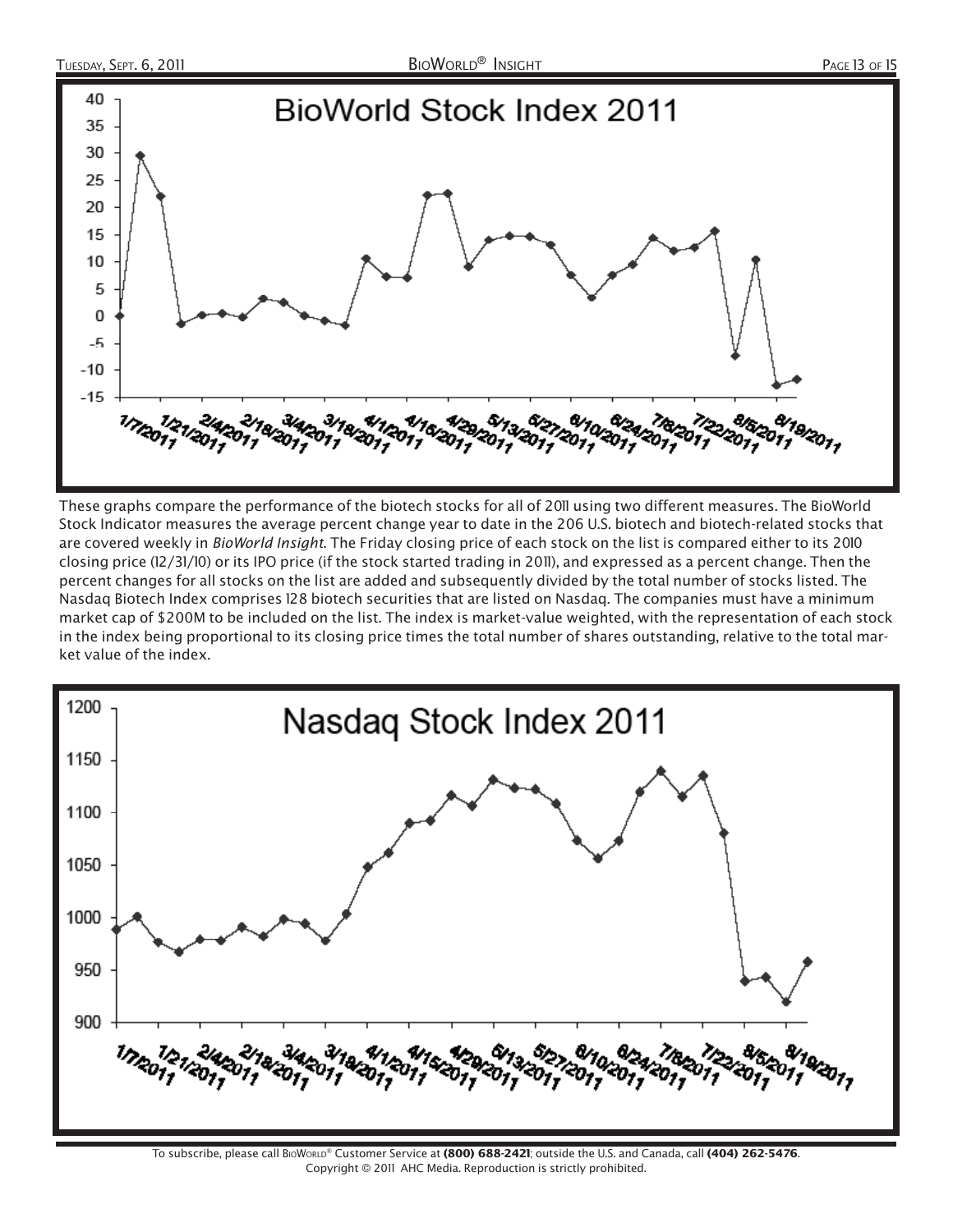## BioWorld Stock Index 2011

## Nasdaq Stock Index 2011

These graphs compare the performance of the biotech stocks for all of 2011 using two different measures. The BioWorld Stock Indicator measures the average percent change year to date in the 206 U.S. biotech and biotech-related stocks that are covered weekly in *BioWorld Insight*. The Friday closing price of each stock on the list is compared either to its 2010 closing price (12/31/10) or its IPO price (if the stock started trading in 2011), and expressed as a percent change. Then the percent changes for all stocks on the list are added and subsequently divided by the total number of stocks listed. The Nasdaq Biotech Index comprises 128 biotech securities that are listed on Nasdaq. The companies must have a minimum market cap of $200M to be included on the list. The index is market-value weighted, with the representation of each stock in the index being proportional to its closing price times the total number of shares outstanding, relative to the total market value of the index.

To subscribe, please call BioWorld® Customer Service at **(800) 688-2421**; outside the U.S. and Canada, call **(404) 262-5476**.
Copyright © 2011 AHC Media. Reproduction is strictly prohibited.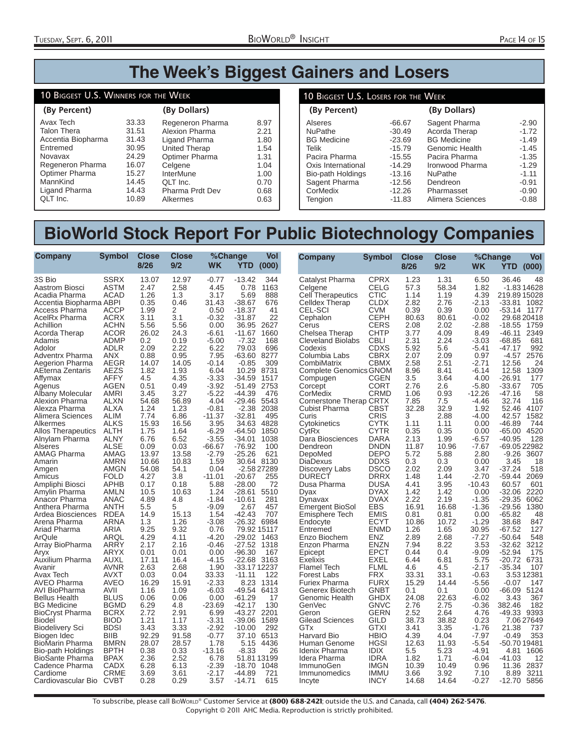# The Week's Biggest Gainers and Losers

## 10 Biggest U.S. Winners for the Week

| (By Percent) | | (By Dollars) | |
|---|---|---|---|
| Avax Tech | 33.33 | Regeneron Pharma | 8.97 |
| Talon Thera | 31.51 | Alexion Pharma | 2.21 |
| Accentia Biopharma | 31.43 | Ligand Pharma | 1.80 |
| Entremed | 30.95 | United Therap | 1.54 |
| Novavax | 24.29 | Optimer Pharma | 1.31 |
| Regeneron Pharma | 16.07 | Celgene | 1.04 |
| Optimer Pharma | 15.27 | InterMune | 1.00 |
| MannKind | 14.45 | QLT Inc. | 0.70 |
| Ligand Pharma | 14.43 | Pharma Prdt Dev | 0.68 |
| QLT Inc. | 10.89 | Alkermes | 0.63 |

## 10 Biggest U.S. Losers for the Week

| (By Percent) | | (By Dollars) | |
|---|---|---|---|
| Alseres | -66.67 | Sagent Pharma | -2.90 |
| NuPathe | -30.49 | Acorda Therap | -1.72 |
| BG Medicine | -23.69 | BG Medicine | -1.49 |
| Telik | -15.79 | Genomic Health | -1.45 |
| Pacira Pharma | -15.55 | Pacira Pharma | -1.35 |
| Oxis International | -14.29 | Ironwood Pharma | -1.29 |
| Bio-path Holdings | -13.16 | NuPathe | -1.11 |
| Sagent Pharma | -12.56 | Dendreon | -0.91 |
| CorMedix | -12.26 | Pharmasset | -0.90 |
| Tengion | -11.83 | Alimera Sciences | -0.88 |

# BioWorld Stock Report For Public Biotechnology Companies

| Company | Symbol | Close 8/26 | Close 9/2 | %Change WK | %Change YTD | Vol (000) |
|---|---|---|---|---|---|---|
| 3S Bio | SSRX | 13.07 | 12.97 | -0.77 | -13.42 | 344 |
| Aastrom Biosci | ASTM | 2.47 | 2.58 | 4.45 | 0.78 | 1163 |
| Acadia Pharma | ACAD | 1.26 | 1.3 | 3.17 | 5.69 | 888 |
| Accentia Biopharma | ABPI | 0.35 | 0.46 | 31.43 | -38.67 | 676 |
| Access Pharma | ACCP | 1.99 | 2 | 0.50 | -18.37 | 41 |
| AcelRx Pharma | ACRX | 3.11 | 3.1 | -0.32 | -31.87 | 22 |
| Achillion | ACHN | 5.56 | 5.56 | 0.00 | 36.95 | 2627 |
| Acorda Therap | ACOR | 26.02 | 24.3 | -6.61 | -11.67 | 1660 |
| Adamis | ADMP | 0.2 | 0.19 | -5.00 | -7.32 | 168 |
| Adolor | ADLR | 2.09 | 2.22 | 6.22 | 79.03 | 696 |
| Adventrx Pharma | ANX | 0.88 | 0.95 | 7.95 | -63.60 | 8277 |
| Aegerion Pharma | AEGR | 14.07 | 14.05 | -0.14 | -0.85 | 309 |
| AEterna Zentaris | AEZS | 1.82 | 1.93 | 6.04 | 10.29 | 8731 |
| Affymax | AFFY | 4.5 | 4.35 | -3.33 | -34.59 | 1517 |
| Agenus | AGEN | 0.51 | 0.49 | -3.92 | -51.49 | 2753 |
| Albany Molecular | AMRI | 3.45 | 3.27 | -5.22 | -44.39 | 476 |
| Alexion Pharma | ALXN | 54.68 | 56.89 | 4.04 | -29.46 | 5543 |
| Alexza Pharma | ALXA | 1.24 | 1.23 | -0.81 | -2.38 | 2038 |
| Alimera Sciences | ALIM | 7.74 | 6.86 | -11.37 | -32.81 | 495 |
| Alkermes | ALKS | 15.93 | 16.56 | 3.95 | 34.63 | 4828 |
| Allos Therapeutics | ALTH | 1.75 | 1.64 | -6.29 | -64.50 | 1850 |
| Alnylam Pharma | ALNY | 6.76 | 6.52 | -3.55 | -34.01 | 1038 |
| Alseres | ALSE | 0.09 | 0.03 | -66.67 | -76.92 | 100 |
| AMAG Pharma | AMAG | 13.97 | 13.58 | -2.79 | -25.26 | 621 |
| Amarin | AMRN | 10.66 | 10.83 | 1.59 | 30.64 | 8130 |
| Amgen | AMGN | 54.08 | 54.1 | 0.04 | -2.58 | 27289 |
| Amicus | FOLD | 4.27 | 3.8 | -11.01 | -20.67 | 255 |
| Ampliphi Biosci | APHB | 0.17 | 0.18 | 5.88 | -28.00 | 72 |
| Amylin Pharma | AMLN | 10.5 | 10.63 | 1.24 | -28.61 | 5510 |
| Anacor Pharma | ANAC | 4.89 | 4.8 | -1.84 | -10.61 | 281 |
| Anthera Pharma | ANTH | 5.5 | 5 | -9.09 | 2.67 | 457 |
| Ardea Biosciences | RDEA | 14.9 | 15.13 | 1.54 | -42.43 | 707 |
| Arena Pharma | ARNA | 1.3 | 1.26 | -3.08 | -26.32 | 6984 |
| Ariad Pharma | ARIA | 9.25 | 9.32 | 0.76 | 79.92 | 15117 |
| ArQule | ARQL | 4.29 | 4.11 | -4.20 | -29.02 | 1463 |
| Array BioPharma | ARRY | 2.17 | 2.16 | -0.46 | -27.52 | 1318 |
| Aryx | ARYX | 0.01 | 0.01 | 0.00 | -96.30 | 167 |
| Auxilium Pharma | AUXL | 17.11 | 16.4 | -4.15 | -22.68 | 3163 |
| Avanir | AVNR | 2.63 | 2.68 | 1.90 | -33.17 | 12237 |
| Avax Tech | AVXT | 0.03 | 0.04 | 33.33 | -11.11 | 122 |
| AVEO Pharma | AVEO | 16.29 | 15.91 | -2.33 | 8.23 | 1314 |
| AVI BioPharma | AVII | 1.16 | 1.09 | -6.03 | -49.54 | 6413 |
| Bellus Health | BLUS | 0.06 | 0.06 | 0.00 | -61.29 | 17 |
| BG Medicine | BGMD | 6.29 | 4.8 | -23.69 | -42.17 | 130 |
| BioCryst Pharma | BCRX | 2.72 | 2.91 | 6.99 | -43.27 | 2201 |
| Biodel | BIOD | 1.21 | 1.17 | -3.31 | -39.06 | 1589 |
| Biodelivery Sci | BDSI | 3.43 | 3.33 | -2.92 | -10.00 | 292 |
| Biogen Idec | BIIB | 92.29 | 91.58 | -0.77 | 37.10 | 6513 |
| BioMarin Pharma | BMRN | 28.07 | 28.57 | 1.78 | 5.15 | 4436 |
| Bio-path Holdings | BPTH | 0.38 | 0.33 | -13.16 | -8.33 | 26 |
| BioSante Pharma | BPAX | 2.36 | 2.52 | 6.78 | 51.81 | 13199 |
| Cadence Pharma | CADX | 6.28 | 6.13 | -2.39 | -18.70 | 1048 |
| Cardiome | CRME | 3.69 | 3.61 | -2.17 | -44.89 | 721 |
| Cardiovascular Bio | CVBT | 0.28 | 0.29 | 3.57 | -14.71 | 615 |
| Catalyst Pharma | CPRX | 1.23 | 1.31 | 6.50 | 36.46 | 48 |
| Celgene | CELG | 57.3 | 58.34 | 1.82 | -1.83 | 14628 |
| Cell Therapeutics | CTIC | 1.14 | 1.19 | 4.39 | 219.89 | 15028 |
| Celldex Therap | CLDX | 2.82 | 2.76 | -2.13 | -33.81 | 1082 |
| CEL-SCI | CVM | 0.39 | 0.39 | 0.00 | -53.14 | 1177 |
| Cephalon | CEPH | 80.63 | 80.61 | -0.02 | 29.68 | 20418 |
| Cerus | CERS | 2.08 | 2.02 | -2.88 | -18.55 | 1759 |
| Chelsea Therap | CHTP | 3.77 | 4.09 | 8.49 | -46.11 | 2349 |
| Cleveland Biolabs | CBLI | 2.31 | 2.24 | -3.03 | -68.85 | 681 |
| Codexis | CDXS | 5.92 | 5.6 | -5.41 | -47.17 | 992 |
| Columbia Labs | CBRX | 2.07 | 2.09 | 0.97 | -4.57 | 2576 |
| CombiMatrix | CBMX | 2.58 | 2.51 | -2.71 | 12.56 | 24 |
| Complete Genomics | GNOM | 8.96 | 8.41 | -6.14 | 12.58 | 1309 |
| Compugen | CGEN | 3.5 | 3.64 | 4.00 | -26.91 | 177 |
| Corcept | CORT | 2.76 | 2.6 | -5.80 | -33.67 | 705 |
| CorMedix | CRMD | 1.06 | 0.93 | -12.26 | -47.16 | 58 |
| Cornerstone Therap | CRTX | 7.85 | 7.5 | -4.46 | 32.74 | 116 |
| Cubist Pharma | CBST | 32.28 | 32.9 | 1.92 | 52.46 | 4107 |
| Curis | CRIS | 3 | 2.88 | -4.00 | 42.57 | 1582 |
| Cytokinetics | CYTK | 1.11 | 1.11 | 0.00 | -46.89 | 744 |
| CytRx | CYTR | 0.35 | 0.35 | 0.00 | -65.00 | 4520 |
| Dara Biosciences | DARA | 2.13 | 1.99 | -6.57 | -40.95 | 128 |
| Dendreon | DNDN | 11.87 | 10.96 | -7.67 | -69.05 | 22982 |
| DepoMed | DEPO | 5.72 | 5.88 | 2.80 | -9.26 | 3607 |
| DiaDexus | DDXS | 0.3 | 0.3 | 0.00 | 3.45 | 18 |
| Discovery Labs | DSCO | 2.02 | 2.09 | 3.47 | -37.24 | 518 |
| DURECT | DRRX | 1.48 | 1.44 | -2.70 | -59.44 | 2069 |
| Dusa Pharma | DUSA | 4.41 | 3.95 | -10.43 | 60.57 | 601 |
| Dyax | DYAX | 1.42 | 1.42 | 0.00 | -32.06 | 2220 |
| Dynavax | DVAX | 2.22 | 2.19 | -1.35 | -29.35 | 6062 |
| Emergent BioSol | EBS | 16.91 | 16.68 | -1.36 | -29.56 | 1380 |
| Emisphere Tech | EMIS | 0.81 | 0.81 | 0.00 | -65.82 | 48 |
| Endocyte | ECYT | 10.86 | 10.72 | -1.29 | 38.68 | 847 |
| Entremed | ENMD | 1.26 | 1.65 | 30.95 | -67.52 | 127 |
| Enzo Biochem | ENZ | 2.89 | 2.68 | -7.27 | -50.64 | 548 |
| Enzon Pharma | ENZN | 7.94 | 8.22 | 3.53 | -32.62 | 3212 |
| Epicept | EPCT | 0.44 | 0.4 | -9.09 | -52.94 | 175 |
| Exelixis | EXEL | 6.44 | 6.81 | 5.75 | -20.72 | 6731 |
| Flamel Tech | FLML | 4.6 | 4.5 | -2.17 | -35.34 | 107 |
| Forest Labs | FRX | 33.31 | 33.1 | -0.63 | 3.53 | 12381 |
| Furiex Pharma | FURX | 15.29 | 14.44 | -5.56 | -0.07 | 147 |
| Generex Biotech | GNBT | 0.1 | 0.1 | 0.00 | -66.09 | 5124 |
| Genomic Health | GHDX | 24.08 | 22.63 | -6.02 | 3.43 | 367 |
| GenVec | GNVC | 2.76 | 2.75 | -0.36 | 382.46 | 182 |
| Geron | GERN | 2.52 | 2.64 | 4.76 | -49.33 | 9393 |
| Gilead Sciences | GILD | 38.73 | 38.82 | 0.23 | 7.06 | 27649 |
| GTx | GTXI | 3.41 | 3.35 | -1.76 | 21.38 | 737 |
| Harvard Bio | HBIO | 4.39 | 4.04 | -7.97 | -0.49 | 353 |
| Human Genome | HGSI | 12.63 | 11.93 | -5.54 | -50.70 | 19481 |
| Idenix Pharma | IDIX | 5.5 | 5.23 | -4.91 | 4.81 | 1606 |
| Idera Pharma | IDRA | 1.82 | 1.71 | -6.04 | -41.03 | 12 |
| ImmunoGen | IMGN | 10.39 | 10.49 | 0.96 | 11.36 | 2837 |
| Immunomedics | IMMU | 3.66 | 3.92 | 7.10 | 8.89 | 3211 |
| Incyte | INCY | 14.68 | 14.64 | -0.27 | -12.70 | 5856 |

To subscribe, please call BioWorld® Customer Service at **(800) 688-2421**; outside the U.S. and Canada, call **(404) 262-5476**.
Copyright © 2011 AHC Media. Reproduction is strictly prohibited.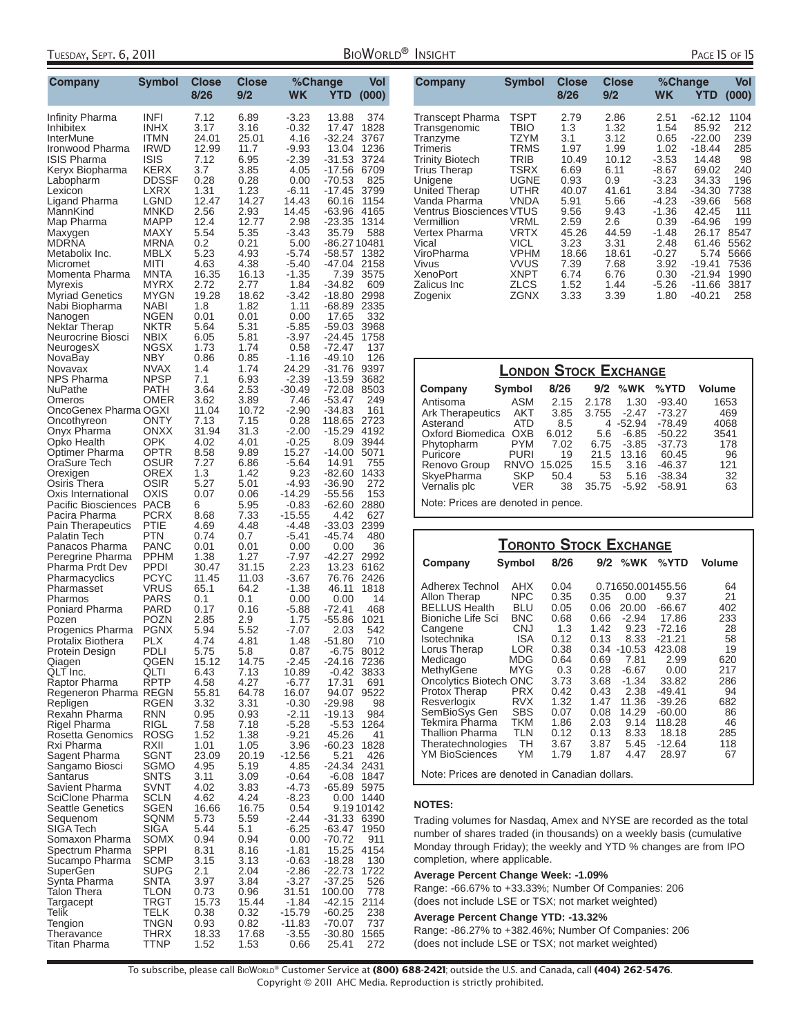| Company | Symbol | Close 8/26 | Close 9/2 | %Change WK | %Change YTD | Vol (000) |
|---|---|---|---|---|---|---|
| Infinity Pharma | INFI | 7.12 | 6.89 | -3.23 | 13.88 | 374 |
| Inhibitex | INHX | 3.17 | 3.16 | -0.32 | 17.47 | 1828 |
| InterMune | ITMN | 24.01 | 25.01 | 4.16 | -32.24 | 3767 |
| Ironwood Pharma | IRWD | 12.99 | 11.7 | -9.93 | 13.04 | 1236 |
| ISIS Pharma | ISIS | 7.12 | 6.95 | -2.39 | -31.53 | 3724 |
| Keryx Biopharma | KERX | 3.7 | 3.85 | 4.05 | -17.56 | 6709 |
| Labopharm | DDSSF | 0.28 | 0.28 | 0.00 | -70.53 | 825 |
| Lexicon | LXRX | 1.31 | 1.23 | -6.11 | -17.45 | 3799 |
| Ligand Pharma | LGND | 12.47 | 14.27 | 14.43 | 60.16 | 1154 |
| MannKind | MNKD | 2.56 | 2.93 | 14.45 | -63.96 | 4165 |
| Map Pharma | MAPP | 12.4 | 12.77 | 2.98 | -23.35 | 1314 |
| Maxygen | MAXY | 5.54 | 5.35 | -3.43 | 35.79 | 588 |
| MDRNA | MRNA | 0.2 | 0.21 | 5.00 | -86.27 | 10481 |
| Metabolix Inc. | MBLX | 5.23 | 4.93 | -5.74 | -58.57 | 1382 |
| Micromet | MITI | 4.63 | 4.38 | -5.40 | -47.04 | 2158 |
| Momenta Pharma | MNTA | 16.35 | 16.13 | -1.35 | 7.39 | 3575 |
| Myrexis | MYRX | 2.72 | 2.77 | 1.84 | -34.82 | 609 |
| Myriad Genetics | MYGN | 19.28 | 18.62 | -3.42 | -18.80 | 2998 |
| Nabi Biopharma | NABI | 1.8 | 1.82 | 1.11 | -68.89 | 2335 |
| Nanogen | NGEN | 0.01 | 0.01 | 0.00 | 17.65 | 332 |
| Nektar Therap | NKTR | 5.64 | 5.31 | -5.85 | -59.03 | 3968 |
| Neurocrine Biosci | NBIX | 6.05 | 5.81 | -3.97 | -24.45 | 1758 |
| NeurogesX | NGSX | 1.73 | 1.74 | 0.58 | -72.47 | 137 |
| NovaBay | NBY | 0.86 | 0.85 | -1.16 | -49.10 | 126 |
| Novavax | NVAX | 1.4 | 1.74 | 24.29 | -31.76 | 9397 |
| NPS Pharma | NPSP | 7.1 | 6.93 | -2.39 | -13.59 | 3682 |
| NuPathe | PATH | 3.64 | 2.53 | -30.49 | -72.08 | 8503 |
| Omeros | OMER | 3.62 | 3.89 | 7.46 | -53.47 | 249 |
| OncoGenex Pharma | OGXI | 11.04 | 10.72 | -2.90 | -34.83 | 161 |
| Oncothyreon | ONTY | 7.13 | 7.15 | 0.28 | 118.65 | 2723 |
| Onyx Pharma | ONXX | 31.94 | 31.3 | -2.00 | -15.29 | 4192 |
| Opko Health | OPK | 4.02 | 4.01 | -0.25 | 8.09 | 3944 |
| Optimer Pharma | OPTR | 8.58 | 9.89 | 15.27 | -14.00 | 5071 |
| OraSure Tech | OSUR | 7.27 | 6.86 | -5.64 | 14.91 | 755 |
| Orexigen | OREX | 1.3 | 1.42 | 9.23 | -82.60 | 1433 |
| Osiris Thera | OSIR | 5.27 | 5.01 | -4.93 | -36.90 | 272 |
| Oxis International | OXIS | 0.07 | 0.06 | -14.29 | -55.56 | 153 |
| Pacific Biosciences | PACB | 6 | 5.95 | -0.83 | -62.60 | 2880 |
| Pacira Pharma | PCRX | 8.68 | 7.33 | -15.55 | 4.42 | 627 |
| Pain Therapeutics | PTIE | 4.69 | 4.48 | -4.48 | -33.03 | 2399 |
| Palatin Tech | PTN | 0.74 | 0.7 | -5.41 | -45.74 | 480 |
| Panacos Pharma | PANC | 0.01 | 0.01 | 0.00 | 0.00 | 36 |
| Peregrine Pharma | PPHM | 1.38 | 1.27 | -7.97 | -42.27 | 2992 |
| Pharma Prdt Dev | PPDI | 30.47 | 31.15 | 2.23 | 13.23 | 6162 |
| Pharmacyclics | PCYC | 11.45 | 11.03 | -3.67 | 76.76 | 2426 |
| Pharmasset | VRUS | 65.1 | 64.2 | -1.38 | 46.11 | 1818 |
| Pharmos | PARS | 0.1 | 0.1 | 0.00 | 0.00 | 14 |
| Poniard Pharma | PARD | 0.17 | 0.16 | -5.88 | -72.41 | 468 |
| Pozen | POZN | 2.85 | 2.9 | 1.75 | -55.86 | 1021 |
| Progenics Pharma | PGNX | 5.94 | 5.52 | -7.07 | 2.03 | 542 |
| Protalix Biothera | PLX | 4.74 | 4.81 | 1.48 | -51.80 | 710 |
| Protein Design | PDLI | 5.75 | 5.8 | 0.87 | -6.75 | 8012 |
| Qiagen | QGEN | 15.12 | 14.75 | -2.45 | -24.16 | 7236 |
| QLT Inc. | QLTI | 6.43 | 7.13 | 10.89 | -0.42 | 3833 |
| Raptor Pharma | RPTP | 4.58 | 4.27 | -6.77 | 17.31 | 691 |
| Regeneron Pharma | REGN | 55.81 | 64.78 | 16.07 | 94.07 | 9522 |
| Repligen | RGEN | 3.32 | 3.31 | -0.30 | -29.98 | 98 |
| Rexahn Pharma | RNN | 0.95 | 0.93 | -2.11 | -19.13 | 984 |
| Rigel Pharma | RIGL | 7.58 | 7.18 | -5.28 | -5.53 | 1264 |
| Rosetta Genomics | ROSG | 1.52 | 1.38 | -9.21 | 45.26 | 41 |
| Rxi Pharma | RXII | 1.01 | 1.05 | 3.96 | -60.23 | 1828 |
| Sagent Pharma | SGNT | 23.09 | 20.19 | -12.56 | 5.21 | 426 |
| Sangamo Biosci | SGMO | 4.95 | 5.19 | 4.85 | -24.34 | 2431 |
| Santarus | SNTS | 3.11 | 3.09 | -0.64 | -6.08 | 1847 |
| Savient Pharma | SVNT | 4.02 | 3.83 | -4.73 | -65.89 | 5975 |
| SciClone Pharma | SCLN | 4.62 | 4.24 | -8.23 | 0.00 | 1440 |
| Seattle Genetics | SGEN | 16.66 | 16.75 | 0.54 | 9.19 | 10142 |
| Sequenom | SQNM | 5.73 | 5.59 | -2.44 | -31.33 | 6390 |
| SIGA Tech | SIGA | 5.44 | 5.1 | -6.25 | -63.47 | 1950 |
| Somaxon Pharma | SOMX | 0.94 | 0.94 | 0.00 | -70.72 | 911 |
| Spectrum Pharma | SPPI | 8.31 | 8.16 | -1.81 | 15.25 | 4154 |
| Sucampo Pharma | SCMP | 3.15 | 3.13 | -0.63 | -18.28 | 130 |
| SuperGen | SUPG | 2.1 | 2.04 | -2.86 | -22.73 | 1722 |
| Synta Pharma | SNTA | 3.97 | 3.84 | -3.27 | -37.25 | 526 |
| Talon Thera | TLON | 0.73 | 0.96 | 31.51 | 100.00 | 778 |
| Targacept | TRGT | 15.73 | 15.44 | -1.84 | -42.15 | 2114 |
| Telik | TELK | 0.38 | 0.32 | -15.79 | -60.25 | 238 |
| Tengion | TNGN | 0.93 | 0.82 | -11.83 | -70.07 | 737 |
| Theravance | THRX | 18.33 | 17.68 | -3.55 | -30.80 | 1565 |
| Titan Pharma | TTNP | 1.52 | 1.53 | 0.66 | 25.41 | 272 |
| Transcept Pharma | TSPT | 2.79 | 2.86 | 2.51 | -62.12 | 1104 |
| Transgenomic | TBIO | 1.3 | 1.32 | 1.54 | 85.92 | 212 |
| Tranzyme | TZYM | 3.1 | 3.12 | 0.65 | -22.00 | 239 |
| Trimeris | TRMS | 1.97 | 1.99 | 1.02 | -18.44 | 285 |
| Trinity Biotech | TRIB | 10.49 | 10.12 | -3.53 | 14.48 | 98 |
| Trius Therap | TSRX | 6.69 | 6.11 | -8.67 | 69.02 | 240 |
| Unigene | UGNE | 0.93 | 0.9 | -3.23 | 34.33 | 196 |
| United Therap | UTHR | 40.07 | 41.61 | 3.84 | -34.30 | 7738 |
| Vanda Pharma | VNDA | 5.91 | 5.66 | -4.23 | -39.66 | 568 |
| Ventrus Biosciences | VTUS | 9.56 | 9.43 | -1.36 | 42.45 | 111 |
| Vermillion | VRML | 2.59 | 2.6 | 0.39 | -64.96 | 199 |
| Vertex Pharma | VRTX | 45.26 | 44.59 | -1.48 | 26.17 | 8547 |
| Vical | VICL | 3.23 | 3.31 | 2.48 | 61.46 | 5562 |
| ViroPharma | VPHM | 18.66 | 18.61 | -0.27 | 5.74 | 5666 |
| Vivus | VVUS | 7.39 | 7.68 | 3.92 | -19.41 | 7536 |
| XenoPort | XNPT | 6.74 | 6.76 | 0.30 | -21.94 | 1990 |
| Zalicus Inc | ZLCS | 1.52 | 1.44 | -5.26 | -11.66 | 3817 |
| Zogenix | ZGNX | 3.33 | 3.39 | 1.80 | -40.21 | 258 |

## London Stock Exchange

| Company | Symbol | 8/26 | 9/2 | %WK | %YTD | Volume |
|---|---|---|---|---|---|---|
| Antisoma | ASM | 2.15 | 2.178 | 1.30 | -93.40 | 1653 |
| Ark Therapeutics | AKT | 3.85 | 3.755 | -2.47 | -73.27 | 469 |
| Asterand | ATD | 8.5 | 4 | -52.94 | -78.49 | 4068 |
| Oxford Biomedica | OXB | 6.012 | 5.6 | -6.85 | -50.22 | 3541 |
| Phytopharm | PYM | 7.02 | 6.75 | -3.85 | -37.73 | 178 |
| Puricore | PURI | 19 | 21.5 | 13.16 | 60.45 | 96 |
| Renovo Group | RNVO | 15.025 | 15.5 | 3.16 | -46.37 | 121 |
| SkyePharma | SKP | 50.4 | 53 | 5.16 | -38.34 | 32 |
| Vernalis plc | VER | 38 | 35.75 | -5.92 | -58.91 | 63 |

Note: Prices are denoted in pence.

## Toronto Stock Exchange

| Company | Symbol | 8/26 | 9/2 | %WK | %YTD | Volume |
|---|---|---|---|---|---|---|
| Adherex Technol | AHX | 0.04 | 0.7165 | 0.00 | 1455.56 | 64 |
| Allon Therap | NPC | 0.35 | 0.35 | 0.00 | 9.37 | 21 |
| BELLUS Health | BLU | 0.05 | 0.06 | 20.00 | -66.67 | 402 |
| Bioniche Life Sci | BNC | 0.68 | 0.66 | -2.94 | 17.86 | 233 |
| Cangene | CNJ | 1.3 | 1.42 | 9.23 | -72.16 | 28 |
| Isotechnika | ISA | 0.12 | 0.13 | 8.33 | -21.21 | 58 |
| Lorus Therap | LOR | 0.38 | 0.34 | -10.53 | 423.08 | 19 |
| Medicago | MDG | 0.64 | 0.69 | 7.81 | 2.99 | 620 |
| MethylGene | MYG | 0.3 | 0.28 | -6.67 | 0.00 | 217 |
| Oncolytics Biotech | ONC | 3.73 | 3.68 | -1.34 | 33.82 | 286 |
| Protox Therap | PRX | 0.42 | 0.43 | 2.38 | -49.41 | 94 |
| Resverlogix | RVX | 1.32 | 1.47 | 11.36 | -39.26 | 682 |
| SemBioSys Gen | SBS | 0.07 | 0.08 | 14.29 | -60.00 | 86 |
| Tekmira Pharma | TKM | 1.86 | 2.03 | 9.14 | 118.28 | 46 |
| Thallion Pharma | TLN | 0.12 | 0.13 | 8.33 | 18.18 | 285 |
| Theratechnologies | TH | 3.67 | 3.87 | 5.45 | -12.64 | 118 |
| YM BioSciences | YM | 1.79 | 1.87 | 4.47 | 28.97 | 67 |

Note: Prices are denoted in Canadian dollars.

**NOTES:**

Trading volumes for Nasdaq, Amex and NYSE are recorded as the total number of shares traded (in thousands) on a weekly basis (cumulative Monday through Friday); the weekly and YTD % changes are from IPO completion, where applicable.

**Average Percent Change Week: -1.09%**

Range: -66.67% to +33.33%; Number Of Companies: 206 (does not include LSE or TSX; not market weighted)

**Average Percent Change YTD: -13.32%**

Range: -86.27% to +382.46%; Number Of Companies: 206 (does not include LSE or TSX; not market weighted)

To subscribe, please call BioWorld® Customer Service at **(800) 688-2421**; outside the U.S. and Canada, call **(404) 262-5476**. Copyright © 2011 AHC Media. Reproduction is strictly prohibited.